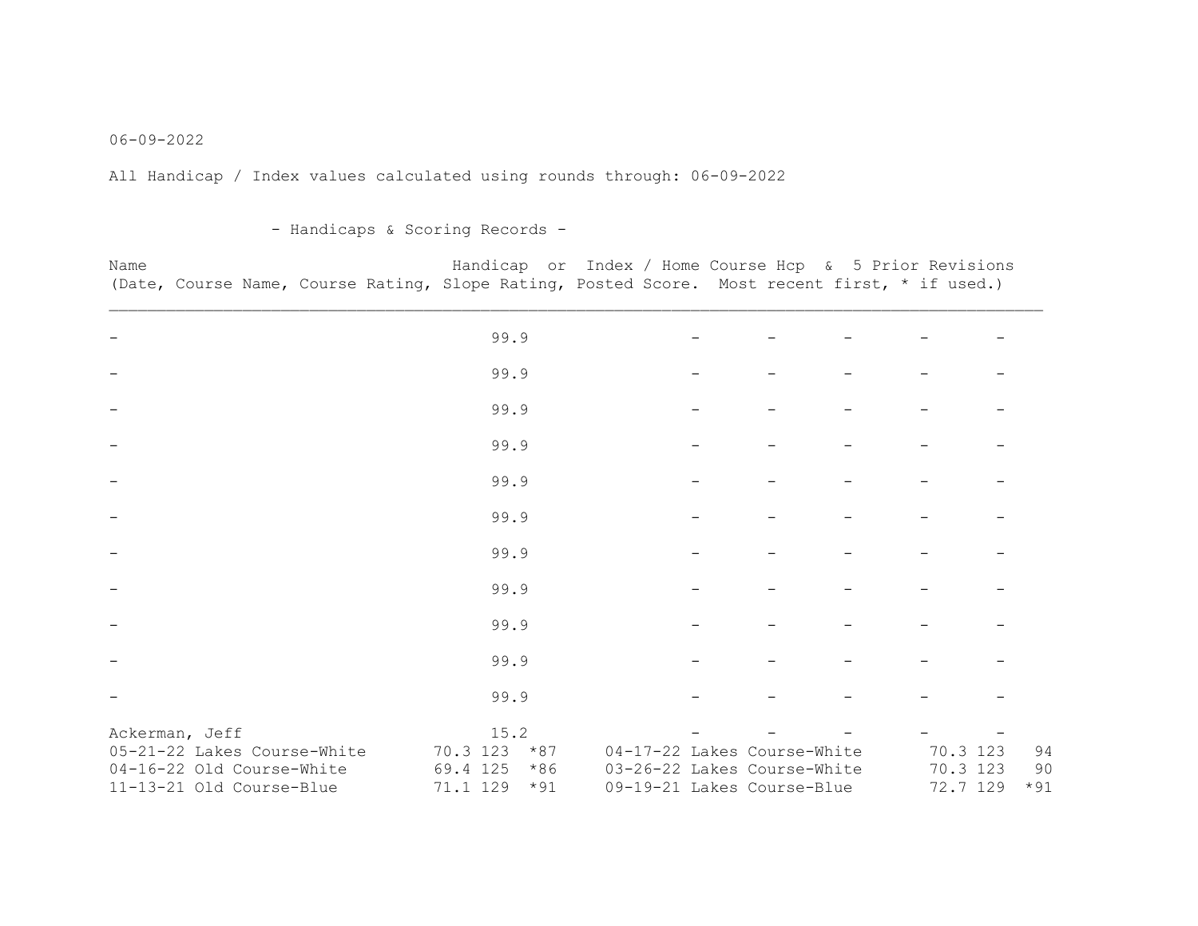06-09-2022

All Handicap / Index values calculated using rounds through: 06-09-2022

## - Handicaps & Scoring Records -

| Name | Handicap or Index / Home Course Hcp | & 5 Prior Revisions | | | | |
|---|---|---|---|---|---|---|
| (Date, Course Name, Course Rating, Slope Rating, Posted Score. Most recent first, * if used.) | | | | | | |
| - | 99.9 | - | - | - | - | - |
| - | 99.9 | - | - | - | - | - |
| - | 99.9 | - | - | - | - | - |
| - | 99.9 | - | - | - | - | - |
| - | 99.9 | - | - | - | - | - |
| - | 99.9 | - | - | - | - | - |
| - | 99.9 | - | - | - | - | - |
| - | 99.9 | - | - | - | - | - |
| - | 99.9 | - | - | - | - | - |
| - | 99.9 | - | - | - | - | - |
| - | 99.9 | - | - | - | - | - |
| Ackerman, Jeff | 15.2 | - | - | - | - | - |

| Date | Course Name | Rating | Slope | Score | Date | Course Name | Rating | Slope | Score |
|---|---|---|---|---|---|---|---|---|---|
| 05-21-22 | Lakes Course-White | 70.3 | 123 | *87 | 04-17-22 | Lakes Course-White | 70.3 | 123 | 94 |
| 04-16-22 | Old Course-White | 69.4 | 125 | *86 | 03-26-22 | Lakes Course-White | 70.3 | 123 | 90 |
| 11-13-21 | Old Course-Blue | 71.1 | 129 | *91 | 09-19-21 | Lakes Course-Blue | 72.7 | 129 | *91 |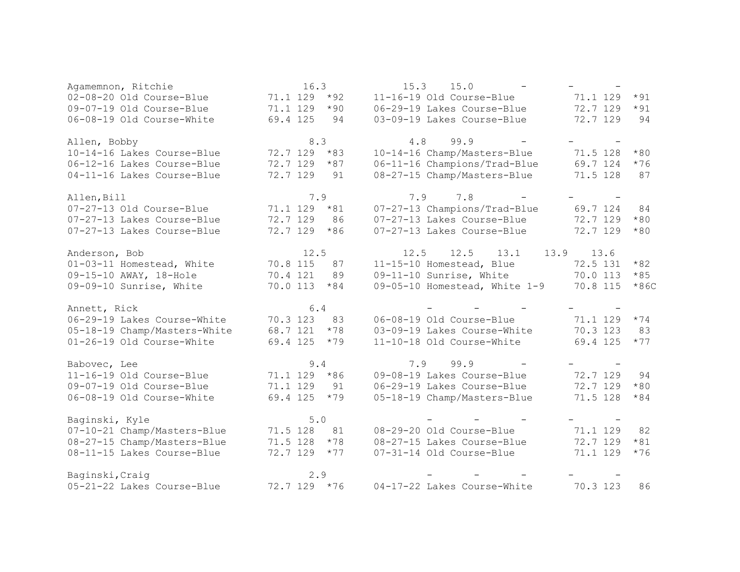```
Agamemnon, Ritchie              16.3         15.3   15.0      -       -      -
02-08-20 Old Course-Blue       71.1 129  *92    11-16-19 Old Course-Blue         71.1 129  *91
09-07-19 Old Course-Blue       71.1 129  *90    06-29-19 Lakes Course-Blue       72.7 129  *91
06-08-19 Old Course-White      69.4 125   94    03-09-19 Lakes Course-Blue       72.7 129   94

Allen, Bobby                     8.3          4.8   99.9      -       -      -
10-14-16 Lakes Course-Blue     72.7 129  *83    10-14-16 Champ/Masters-Blue      71.5 128  *80
06-12-16 Lakes Course-Blue     72.7 129  *87    06-11-16 Champions/Trad-Blue     69.7 124  *76
04-11-16 Lakes Course-Blue     72.7 129   91    08-27-15 Champ/Masters-Blue      71.5 128   87

Allen,Bill                       7.9          7.9    7.8      -       -      -
07-27-13 Old Course-Blue       71.1 129  *81    07-27-13 Champions/Trad-Blue     69.7 124   84
07-27-13 Lakes Course-Blue     72.7 129   86    07-27-13 Lakes Course-Blue       72.7 129  *80
07-27-13 Lakes Course-Blue     72.7 129  *86    07-27-13 Lakes Course-Blue       72.7 129  *80

Anderson, Bob                   12.5         12.5   12.5   13.1    13.9   13.6
01-03-11 Homestead, White      70.8 115   87    11-15-10 Homestead, Blue         72.5 131  *82
09-15-10 AWAY, 18-Hole         70.4 121   89    09-11-10 Sunrise, White          70.0 113  *85
09-09-10 Sunrise, White        70.0 113  *84    09-05-10 Homestead, White 1-9    70.8 115  *86C

Annett, Rick                     6.4           -      -       -       -      -
06-29-19 Lakes Course-White    70.3 123   83    06-08-19 Old Course-Blue         71.1 129  *74
05-18-19 Champ/Masters-White   68.7 121  *78    03-09-19 Lakes Course-White      70.3 123   83
01-26-19 Old Course-White      69.4 125  *79    11-10-18 Old Course-White        69.4 125  *77

Babovec, Lee                     9.4          7.9   99.9      -       -      -
11-16-19 Old Course-Blue       71.1 129  *86    09-08-19 Lakes Course-Blue       72.7 129   94
09-07-19 Old Course-Blue       71.1 129   91    06-29-19 Lakes Course-Blue       72.7 129  *80
06-08-19 Old Course-White      69.4 125  *79    05-18-19 Champ/Masters-Blue      71.5 128  *84

Baginski, Kyle                   5.0           -      -       -       -      -
07-10-21 Champ/Masters-Blue    71.5 128   81    08-29-20 Old Course-Blue         71.1 129   82
08-27-15 Champ/Masters-Blue    71.5 128  *78    08-27-15 Lakes Course-Blue       72.7 129  *81
08-11-15 Lakes Course-Blue     72.7 129  *77    07-31-14 Old Course-Blue         71.1 129  *76

Baginski,Craig                   2.9           -      -       -       -      -
05-21-22 Lakes Course-Blue     72.7 129  *76    04-17-22 Lakes Course-White      70.3 123   86
```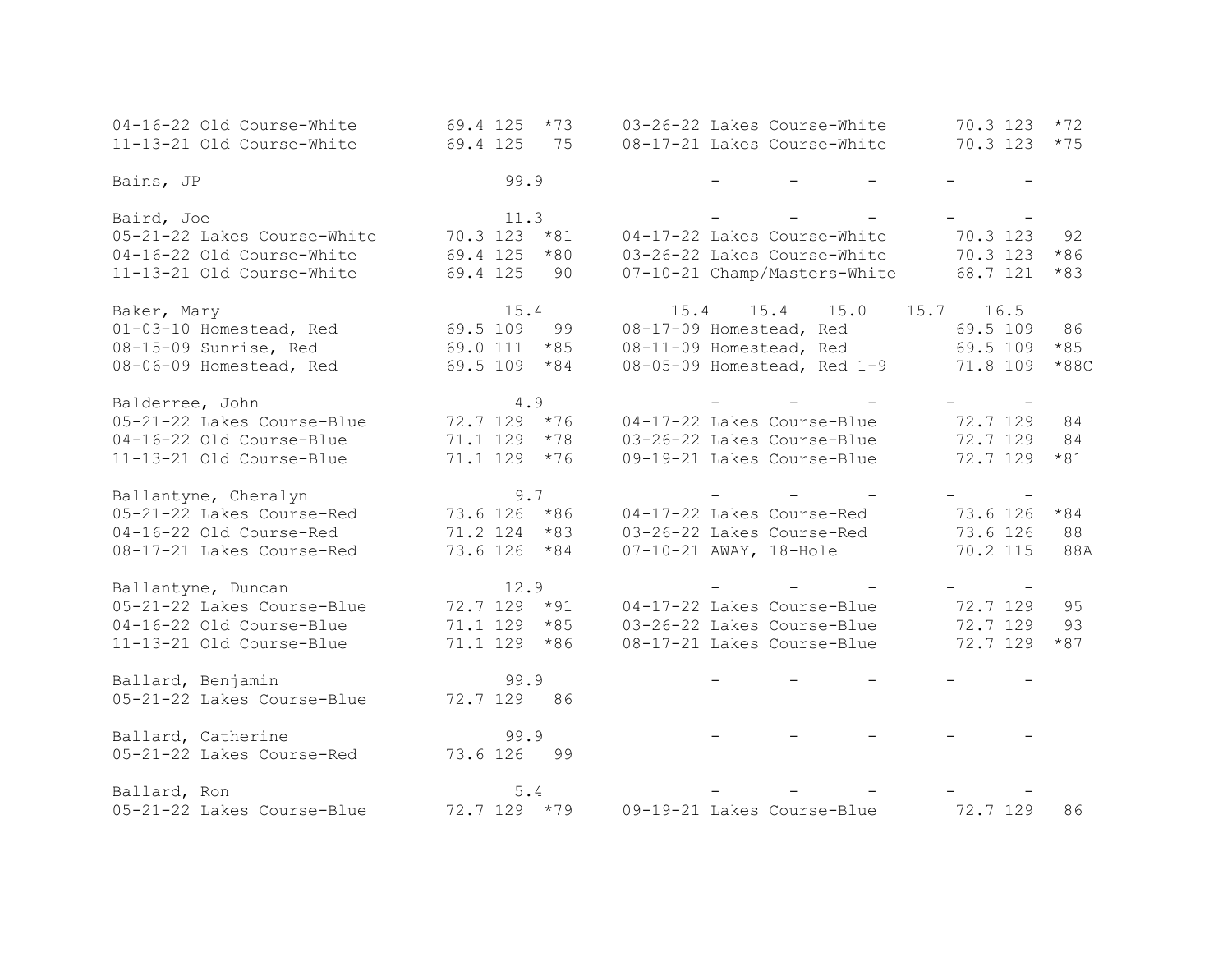```
04-16-22 Old Course-White        69.4 125  *73    03-26-22 Lakes Course-White       70.3 123  *72
11-13-21 Old Course-White        69.4 125   75    08-17-21 Lakes Course-White       70.3 123  *75

Bains, JP                             99.9              -       -       -       -       -

Baird, Joe                            11.3              -       -       -       -       -
05-21-22 Lakes Course-White      70.3 123  *81    04-17-22 Lakes Course-White       70.3 123   92
04-16-22 Old Course-White        69.4 125  *80    03-26-22 Lakes Course-White       70.3 123  *86
11-13-21 Old Course-White        69.4 125   90    07-10-21 Champ/Masters-White      68.7 121  *83

Baker, Mary                           15.4            15.4    15.4    15.0    15.7    16.5
01-03-10 Homestead, Red          69.5 109   99    08-17-09 Homestead, Red           69.5 109   86
08-15-09 Sunrise, Red            69.0 111  *85    08-11-09 Homestead, Red           69.5 109  *85
08-06-09 Homestead, Red          69.5 109  *84    08-05-09 Homestead, Red 1-9       71.8 109  *88C

Balderree, John                        4.9              -       -       -       -       -
05-21-22 Lakes Course-Blue       72.7 129  *76    04-17-22 Lakes Course-Blue        72.7 129   84
04-16-22 Old Course-Blue         71.1 129  *78    03-26-22 Lakes Course-Blue        72.7 129   84
11-13-21 Old Course-Blue         71.1 129  *76    09-19-21 Lakes Course-Blue        72.7 129  *81

Ballantyne, Cheralyn                   9.7              -       -       -       -       -
05-21-22 Lakes Course-Red        73.6 126  *86    04-17-22 Lakes Course-Red         73.6 126  *84
04-16-22 Old Course-Red          71.2 124  *83    03-26-22 Lakes Course-Red         73.6 126   88
08-17-21 Lakes Course-Red        73.6 126  *84    07-10-21 AWAY, 18-Hole            70.2 115   88A

Ballantyne, Duncan                    12.9              -       -       -       -       -
05-21-22 Lakes Course-Blue       72.7 129  *91    04-17-22 Lakes Course-Blue        72.7 129   95
04-16-22 Old Course-Blue         71.1 129  *85    03-26-22 Lakes Course-Blue        72.7 129   93
11-13-21 Old Course-Blue         71.1 129  *86    08-17-21 Lakes Course-Blue        72.7 129  *87

Ballard, Benjamin                     99.9              -       -       -       -       -
05-21-22 Lakes Course-Blue       72.7 129   86

Ballard, Catherine                    99.9              -       -       -       -       -
05-21-22 Lakes Course-Red        73.6 126   99

Ballard, Ron                           5.4              -       -       -       -       -
05-21-22 Lakes Course-Blue       72.7 129  *79    09-19-21 Lakes Course-Blue        72.7 129   86
```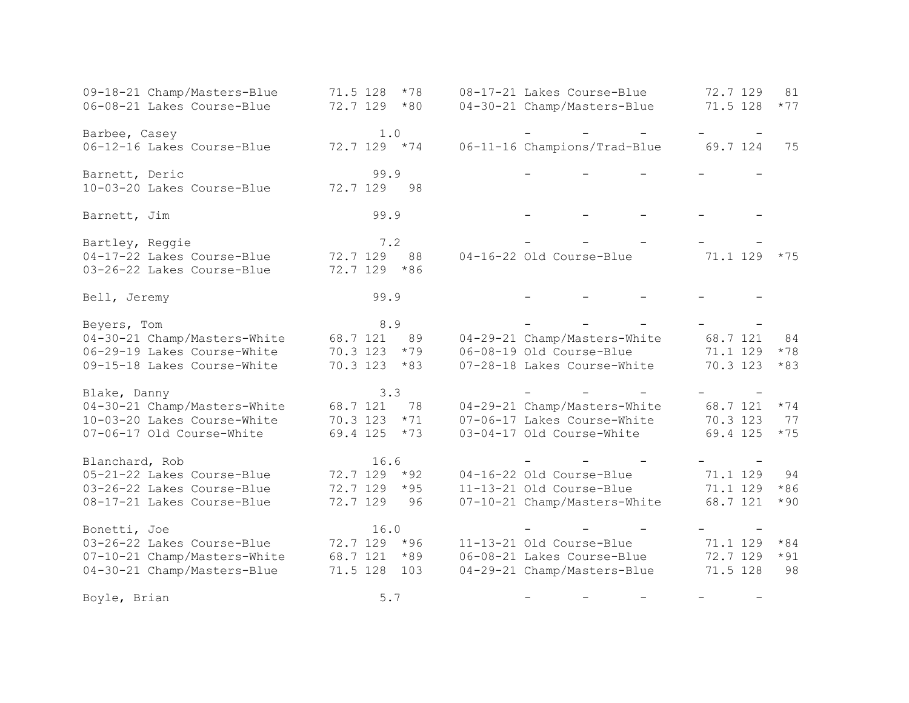```
09-18-21 Champ/Masters-Blue       71.5 128  *78     08-17-21 Lakes Course-Blue        72.7 129   81
06-08-21 Lakes Course-Blue        72.7 129  *80     04-30-21 Champ/Masters-Blue       71.5 128  *77

Barbee, Casey                          1.0                -      -      -       -      -
06-12-16 Lakes Course-Blue        72.7 129  *74     06-11-16 Champions/Trad-Blue      69.7 124   75

Barnett, Deric                        99.9                -      -      -       -      -
10-03-20 Lakes Course-Blue        72.7 129   98

Barnett, Jim                          99.9                -      -      -       -      -

Bartley, Reggie                        7.2                -      -      -       -      -
04-17-22 Lakes Course-Blue        72.7 129   88     04-16-22 Old Course-Blue          71.1 129  *75
03-26-22 Lakes Course-Blue        72.7 129  *86

Bell, Jeremy                          99.9                -      -      -       -      -

Beyers, Tom                            8.9                -      -      -       -      -
04-30-21 Champ/Masters-White      68.7 121   89     04-29-21 Champ/Masters-White      68.7 121   84
06-29-19 Lakes Course-White       70.3 123  *79     06-08-19 Old Course-Blue          71.1 129  *78
09-15-18 Lakes Course-White       70.3 123  *83     07-28-18 Lakes Course-White       70.3 123  *83

Blake, Danny                           3.3                -      -      -       -      -
04-30-21 Champ/Masters-White      68.7 121   78     04-29-21 Champ/Masters-White      68.7 121  *74
10-03-20 Lakes Course-White       70.3 123  *71     07-06-17 Lakes Course-White       70.3 123   77
07-06-17 Old Course-White         69.4 125  *73     03-04-17 Old Course-White         69.4 125  *75

Blanchard, Rob                        16.6                -      -      -       -      -
05-21-22 Lakes Course-Blue        72.7 129  *92     04-16-22 Old Course-Blue          71.1 129   94
03-26-22 Lakes Course-Blue        72.7 129  *95     11-13-21 Old Course-Blue          71.1 129  *86
08-17-21 Lakes Course-Blue        72.7 129   96     07-10-21 Champ/Masters-White      68.7 121  *90

Bonetti, Joe                          16.0                -      -      -       -      -
03-26-22 Lakes Course-Blue        72.7 129  *96     11-13-21 Old Course-Blue          71.1 129  *84
07-10-21 Champ/Masters-White      68.7 121  *89     06-08-21 Lakes Course-Blue        72.7 129  *91
04-30-21 Champ/Masters-Blue       71.5 128  103     04-29-21 Champ/Masters-Blue       71.5 128   98

Boyle, Brian                           5.7                -      -      -       -      -
```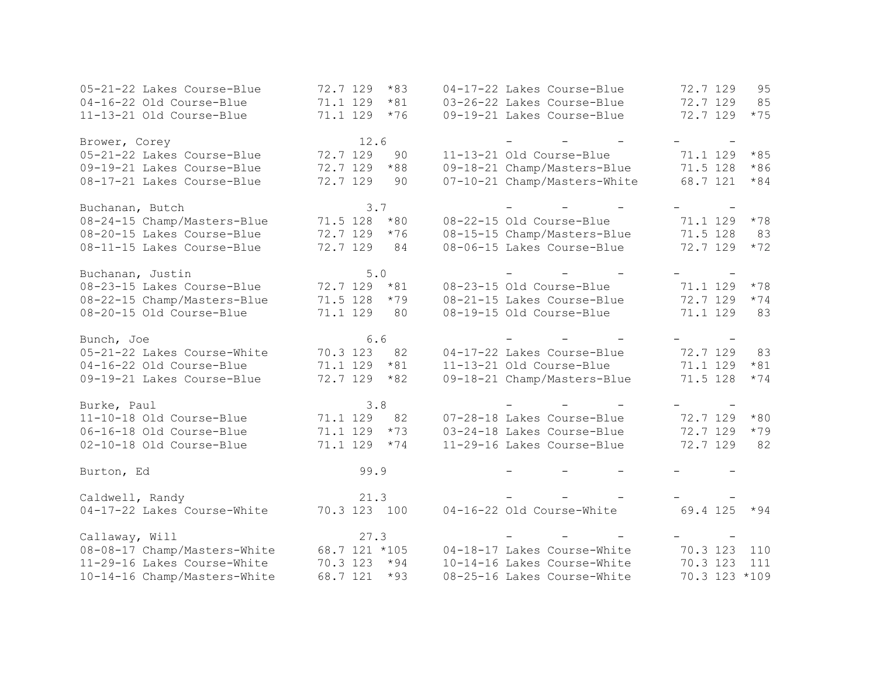```
05-21-22 Lakes Course-Blue        72.7 129  *83     04-17-22 Lakes Course-Blue        72.7 129   95
04-16-22 Old Course-Blue          71.1 129  *81     03-26-22 Lakes Course-Blue        72.7 129   85
11-13-21 Old Course-Blue          71.1 129  *76     09-19-21 Lakes Course-Blue        72.7 129  *75

Brower, Corey                         12.6                -       -       -        -       -
05-21-22 Lakes Course-Blue        72.7 129   90     11-13-21 Old Course-Blue          71.1 129  *85
09-19-21 Lakes Course-Blue        72.7 129  *88     09-18-21 Champ/Masters-Blue       71.5 128  *86
08-17-21 Lakes Course-Blue        72.7 129   90     07-10-21 Champ/Masters-White      68.7 121  *84

Buchanan, Butch                        3.7                -       -       -        -       -
08-24-15 Champ/Masters-Blue       71.5 128  *80     08-22-15 Old Course-Blue          71.1 129  *78
08-20-15 Lakes Course-Blue        72.7 129  *76     08-15-15 Champ/Masters-Blue       71.5 128   83
08-11-15 Lakes Course-Blue        72.7 129   84     08-06-15 Lakes Course-Blue        72.7 129  *72

Buchanan, Justin                       5.0                -       -       -        -       -
08-23-15 Lakes Course-Blue        72.7 129  *81     08-23-15 Old Course-Blue          71.1 129  *78
08-22-15 Champ/Masters-Blue       71.5 128  *79     08-21-15 Lakes Course-Blue        72.7 129  *74
08-20-15 Old Course-Blue          71.1 129   80     08-19-15 Old Course-Blue          71.1 129   83

Bunch, Joe                             6.6                -       -       -        -       -
05-21-22 Lakes Course-White       70.3 123   82     04-17-22 Lakes Course-Blue        72.7 129   83
04-16-22 Old Course-Blue          71.1 129  *81     11-13-21 Old Course-Blue          71.1 129  *81
09-19-21 Lakes Course-Blue        72.7 129  *82     09-18-21 Champ/Masters-Blue       71.5 128  *74

Burke, Paul                            3.8                -       -       -        -       -
11-10-18 Old Course-Blue          71.1 129   82     07-28-18 Lakes Course-Blue        72.7 129  *80
06-16-18 Old Course-Blue          71.1 129  *73     03-24-18 Lakes Course-Blue        72.7 129  *79
02-10-18 Old Course-Blue          71.1 129  *74     11-29-16 Lakes Course-Blue        72.7 129   82

Burton, Ed                            99.9                -       -       -        -       -

Caldwell, Randy                       21.3                -       -       -        -       -
04-17-22 Lakes Course-White       70.3 123  100     04-16-22 Old Course-White         69.4 125  *94

Callaway, Will                        27.3                -       -       -        -       -
08-08-17 Champ/Masters-White      68.7 121 *105     04-18-17 Lakes Course-White       70.3 123  110
11-29-16 Lakes Course-White       70.3 123  *94     10-14-16 Lakes Course-White       70.3 123  111
10-14-16 Champ/Masters-White      68.7 121  *93     08-25-16 Lakes Course-White       70.3 123 *109
```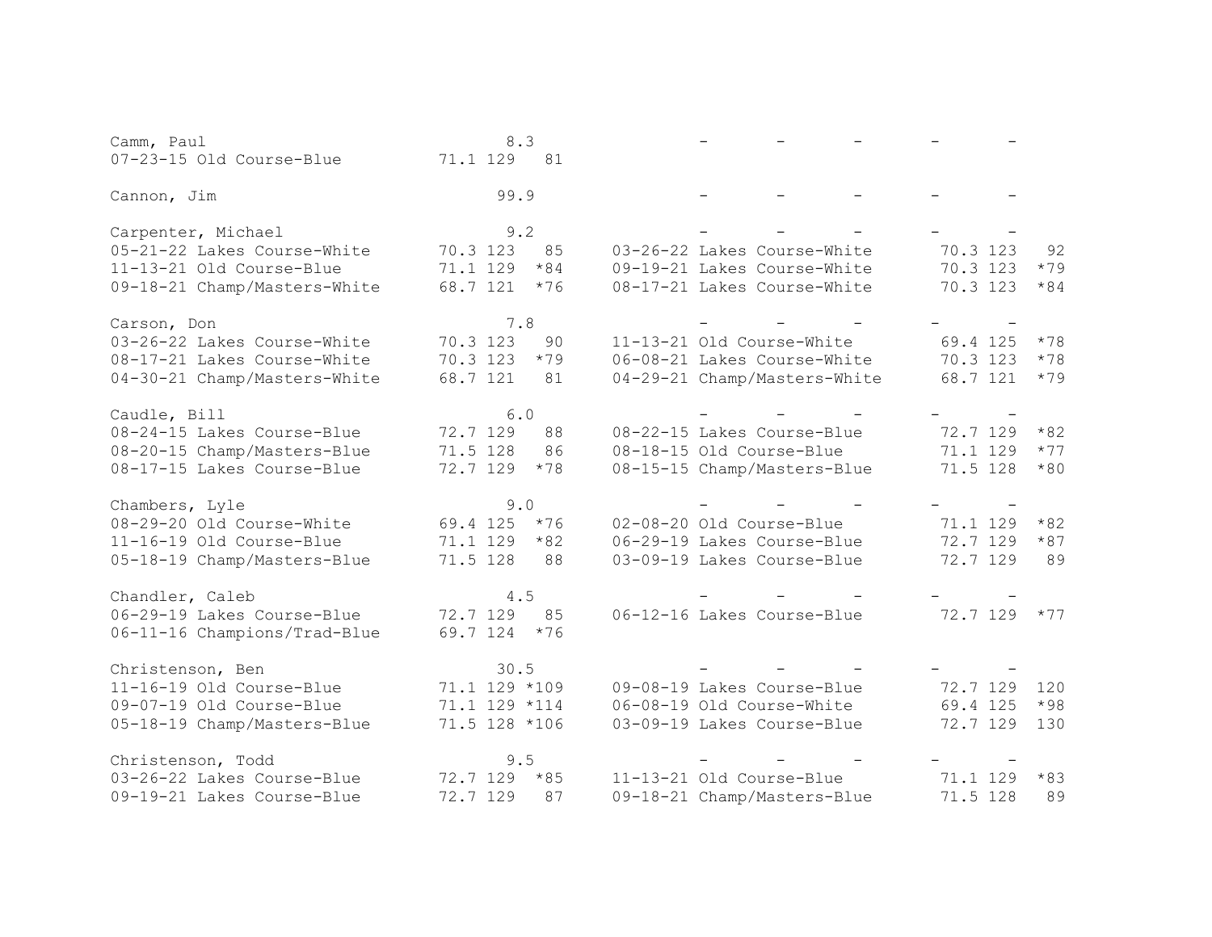```
Camm, Paul                    8.3              -       -       -       -     -
07-23-15 Old Course-Blue     71.1 129   81

Cannon, Jim                  99.9              -       -       -       -     -

Carpenter, Michael            9.2              -       -       -       -     -
05-21-22 Lakes Course-White  70.3 123   85    03-26-22 Lakes Course-White      70.3 123   92
11-13-21 Old Course-Blue     71.1 129  *84    09-19-21 Lakes Course-White      70.3 123  *79
09-18-21 Champ/Masters-White 68.7 121  *76    08-17-21 Lakes Course-White      70.3 123  *84

Carson, Don                   7.8              -       -       -       -     -
03-26-22 Lakes Course-White  70.3 123   90    11-13-21 Old Course-White        69.4 125  *78
08-17-21 Lakes Course-White  70.3 123  *79    06-08-21 Lakes Course-White      70.3 123  *78
04-30-21 Champ/Masters-White 68.7 121   81    04-29-21 Champ/Masters-White     68.7 121  *79

Caudle, Bill                  6.0              -       -       -       -     -
08-24-15 Lakes Course-Blue   72.7 129   88    08-22-15 Lakes Course-Blue       72.7 129  *82
08-20-15 Champ/Masters-Blue  71.5 128   86    08-18-15 Old Course-Blue         71.1 129  *77
08-17-15 Lakes Course-Blue   72.7 129  *78    08-15-15 Champ/Masters-Blue      71.5 128  *80

Chambers, Lyle                9.0              -       -       -       -     -
08-29-20 Old Course-White    69.4 125  *76    02-08-20 Old Course-Blue         71.1 129  *82
11-16-19 Old Course-Blue     71.1 129  *82    06-29-19 Lakes Course-Blue       72.7 129  *87
05-18-19 Champ/Masters-Blue  71.5 128   88    03-09-19 Lakes Course-Blue       72.7 129   89

Chandler, Caleb               4.5              -       -       -       -     -
06-29-19 Lakes Course-Blue   72.7 129   85    06-12-16 Lakes Course-Blue       72.7 129  *77
06-11-16 Champions/Trad-Blue 69.7 124  *76

Christenson, Ben             30.5              -       -       -       -     -
11-16-19 Old Course-Blue     71.1 129 *109    09-08-19 Lakes Course-Blue       72.7 129  120
09-07-19 Old Course-Blue     71.1 129 *114    06-08-19 Old Course-White        69.4 125  *98
05-18-19 Champ/Masters-Blue  71.5 128 *106    03-09-19 Lakes Course-Blue       72.7 129  130

Christenson, Todd             9.5              -       -       -       -     -
03-26-22 Lakes Course-Blue   72.7 129  *85    11-13-21 Old Course-Blue         71.1 129  *83
09-19-21 Lakes Course-Blue   72.7 129   87    09-18-21 Champ/Masters-Blue      71.5 128   89
```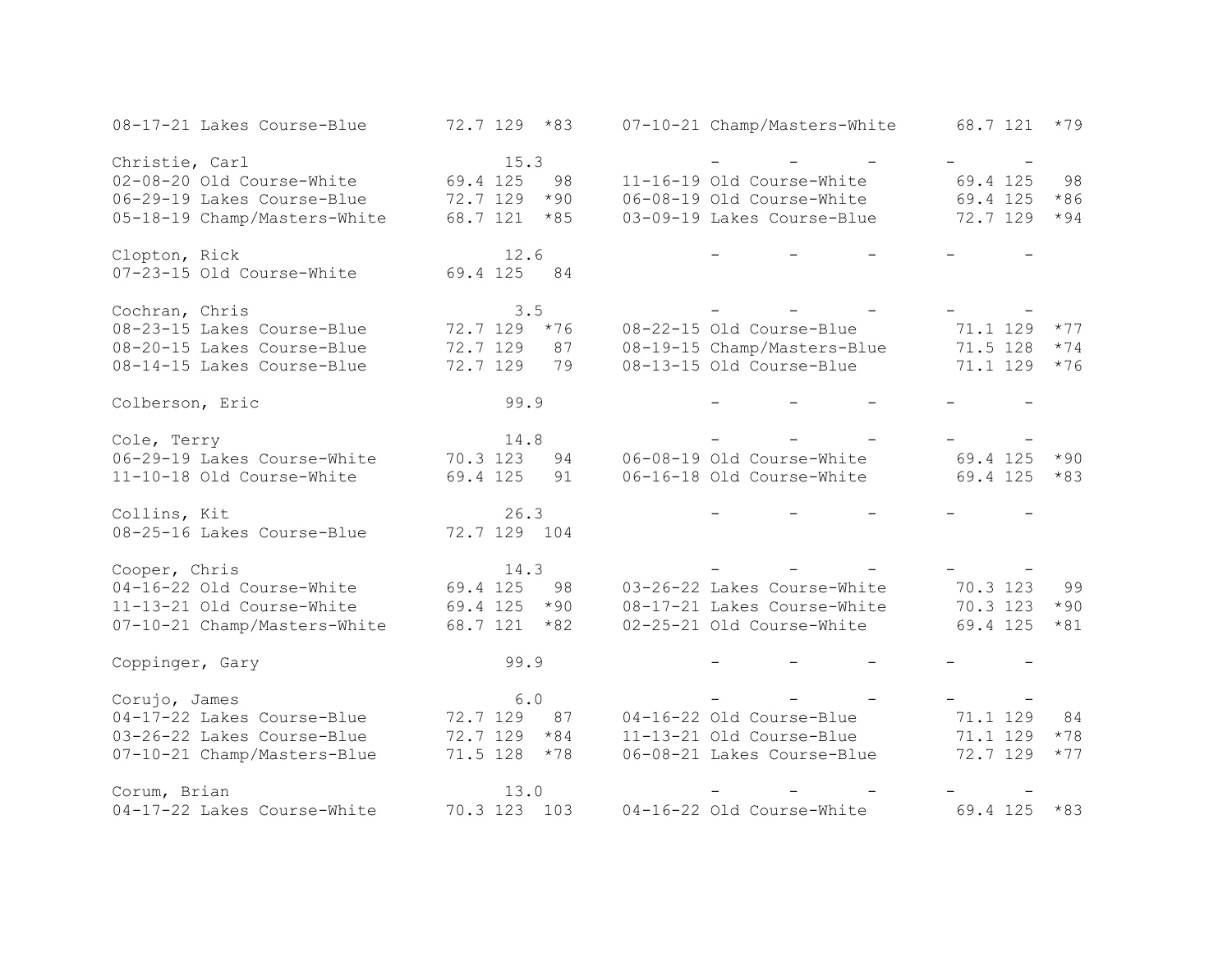```
08-17-21 Lakes Course-Blue        72.7 129  *83     07-10-21 Champ/Masters-White      68.7 121  *79

Christie, Carl                         15.3                -       -       -        -       -
02-08-20 Old Course-White          69.4 125   98     11-16-19 Old Course-White         69.4 125   98
06-29-19 Lakes Course-Blue         72.7 129  *90     06-08-19 Old Course-White         69.4 125  *86
05-18-19 Champ/Masters-White       68.7 121  *85     03-09-19 Lakes Course-Blue        72.7 129  *94

Clopton, Rick                          12.6                -       -       -        -       -
07-23-15 Old Course-White          69.4 125   84

Cochran, Chris                          3.5                -       -       -        -       -
08-23-15 Lakes Course-Blue         72.7 129  *76     08-22-15 Old Course-Blue          71.1 129  *77
08-20-15 Lakes Course-Blue         72.7 129   87     08-19-15 Champ/Masters-Blue       71.5 128  *74
08-14-15 Lakes Course-Blue         72.7 129   79     08-13-15 Old Course-Blue          71.1 129  *76

Colberson, Eric                        99.9                -       -       -        -       -

Cole, Terry                            14.8                -       -       -        -       -
06-29-19 Lakes Course-White        70.3 123   94     06-08-19 Old Course-White         69.4 125  *90
11-10-18 Old Course-White          69.4 125   91     06-16-18 Old Course-White         69.4 125  *83

Collins, Kit                           26.3                -       -       -        -       -
08-25-16 Lakes Course-Blue         72.7 129  104

Cooper, Chris                          14.3                -       -       -        -       -
04-16-22 Old Course-White          69.4 125   98     03-26-22 Lakes Course-White       70.3 123   99
11-13-21 Old Course-White          69.4 125  *90     08-17-21 Lakes Course-White       70.3 123  *90
07-10-21 Champ/Masters-White       68.7 121  *82     02-25-21 Old Course-White         69.4 125  *81

Coppinger, Gary                        99.9                -       -       -        -       -

Corujo, James                           6.0                -       -       -        -       -
04-17-22 Lakes Course-Blue         72.7 129   87     04-16-22 Old Course-Blue          71.1 129   84
03-26-22 Lakes Course-Blue         72.7 129  *84     11-13-21 Old Course-Blue          71.1 129  *78
07-10-21 Champ/Masters-Blue        71.5 128  *78     06-08-21 Lakes Course-Blue        72.7 129  *77

Corum, Brian                           13.0                -       -       -        -       -
04-17-22 Lakes Course-White        70.3 123  103     04-16-22 Old Course-White         69.4 125  *83
```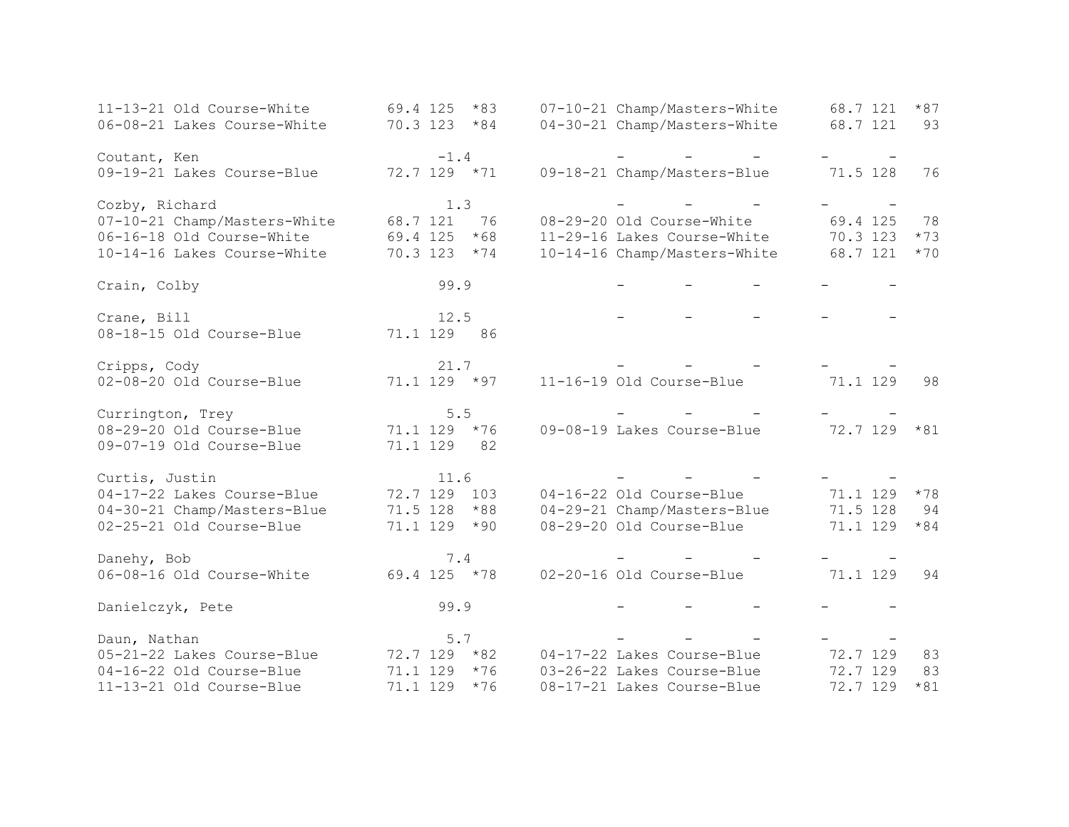```
11-13-21 Old Course-White         69.4 125  *83     07-10-21 Champ/Masters-White      68.7 121  *87
06-08-21 Lakes Course-White       70.3 123  *84     04-30-21 Champ/Masters-White      68.7 121   93

Coutant, Ken                          -1.4                 -       -       -        -       -
09-19-21 Lakes Course-Blue        72.7 129  *71     09-18-21 Champ/Masters-Blue       71.5 128   76

Cozby, Richard                         1.3                 -       -       -        -       -
07-10-21 Champ/Masters-White      68.7 121   76     08-29-20 Old Course-White         69.4 125   78
06-16-18 Old Course-White         69.4 125  *68     11-29-16 Lakes Course-White       70.3 123  *73
10-14-16 Lakes Course-White       70.3 123  *74     10-14-16 Champ/Masters-White      68.7 121  *70

Crain, Colby                          99.9                 -       -       -        -       -

Crane, Bill                           12.5                 -       -       -        -       -
08-18-15 Old Course-Blue          71.1 129   86

Cripps, Cody                          21.7                 -       -       -        -       -
02-08-20 Old Course-Blue          71.1 129  *97     11-16-19 Old Course-Blue          71.1 129   98

Currington, Trey                       5.5                 -       -       -        -       -
08-29-20 Old Course-Blue          71.1 129  *76     09-08-19 Lakes Course-Blue        72.7 129  *81
09-07-19 Old Course-Blue          71.1 129   82

Curtis, Justin                        11.6                 -       -       -        -       -
04-17-22 Lakes Course-Blue        72.7 129  103     04-16-22 Old Course-Blue          71.1 129  *78
04-30-21 Champ/Masters-Blue       71.5 128  *88     04-29-21 Champ/Masters-Blue       71.5 128   94
02-25-21 Old Course-Blue          71.1 129  *90     08-29-20 Old Course-Blue          71.1 129  *84

Danehy, Bob                            7.4                 -       -       -        -       -
06-08-16 Old Course-White         69.4 125  *78     02-20-16 Old Course-Blue          71.1 129   94

Danielczyk, Pete                      99.9                 -       -       -        -       -

Daun, Nathan                           5.7                 -       -       -        -       -
05-21-22 Lakes Course-Blue        72.7 129  *82     04-17-22 Lakes Course-Blue        72.7 129   83
04-16-22 Old Course-Blue          71.1 129  *76     03-26-22 Lakes Course-Blue        72.7 129   83
11-13-21 Old Course-Blue          71.1 129  *76     08-17-21 Lakes Course-Blue        72.7 129  *81
```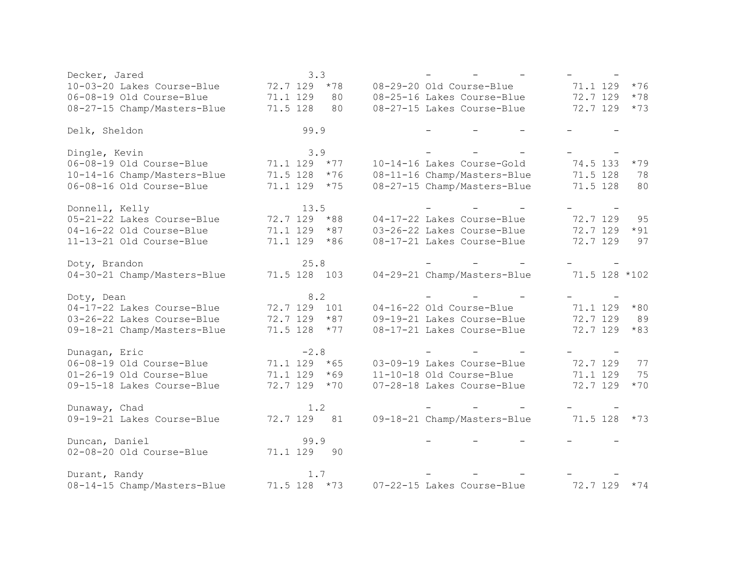```
Decker, Jared                     3.3              -       -       -       -     -
10-03-20 Lakes Course-Blue      72.7 129  *78     08-29-20 Old Course-Blue          71.1 129  *76
06-08-19 Old Course-Blue        71.1 129   80     08-25-16 Lakes Course-Blue        72.7 129  *78
08-27-15 Champ/Masters-Blue     71.5 128   80     08-27-15 Lakes Course-Blue        72.7 129  *73

Delk, Sheldon                    99.9              -       -       -       -     -

Dingle, Kevin                     3.9              -       -       -       -     -
06-08-19 Old Course-Blue        71.1 129  *77     10-14-16 Lakes Course-Gold        74.5 133  *79
10-14-16 Champ/Masters-Blue     71.5 128  *76     08-11-16 Champ/Masters-Blue       71.5 128   78
06-08-16 Old Course-Blue        71.1 129  *75     08-27-15 Champ/Masters-Blue       71.5 128   80

Donnell, Kelly                   13.5              -       -       -       -     -
05-21-22 Lakes Course-Blue      72.7 129  *88     04-17-22 Lakes Course-Blue        72.7 129   95
04-16-22 Old Course-Blue        71.1 129  *87     03-26-22 Lakes Course-Blue        72.7 129  *91
11-13-21 Old Course-Blue        71.1 129  *86     08-17-21 Lakes Course-Blue        72.7 129   97

Doty, Brandon                    25.8              -       -       -       -     -
04-30-21 Champ/Masters-Blue     71.5 128  103     04-29-21 Champ/Masters-Blue       71.5 128 *102

Doty, Dean                        8.2              -       -       -       -     -
04-17-22 Lakes Course-Blue      72.7 129  101     04-16-22 Old Course-Blue          71.1 129  *80
03-26-22 Lakes Course-Blue      72.7 129  *87     09-19-21 Lakes Course-Blue        72.7 129   89
09-18-21 Champ/Masters-Blue     71.5 128  *77     08-17-21 Lakes Course-Blue        72.7 129  *83

Dunagan, Eric                    -2.8              -       -       -       -     -
06-08-19 Old Course-Blue        71.1 129  *65     03-09-19 Lakes Course-Blue        72.7 129   77
01-26-19 Old Course-Blue        71.1 129  *69     11-10-18 Old Course-Blue          71.1 129   75
09-15-18 Lakes Course-Blue      72.7 129  *70     07-28-18 Lakes Course-Blue        72.7 129  *70

Dunaway, Chad                     1.2              -       -       -       -     -
09-19-21 Lakes Course-Blue      72.7 129   81     09-18-21 Champ/Masters-Blue       71.5 128  *73

Duncan, Daniel                   99.9              -       -       -       -     -
02-08-20 Old Course-Blue        71.1 129   90

Durant, Randy                     1.7              -       -       -       -     -
08-14-15 Champ/Masters-Blue     71.5 128  *73     07-22-15 Lakes Course-Blue        72.7 129  *74
```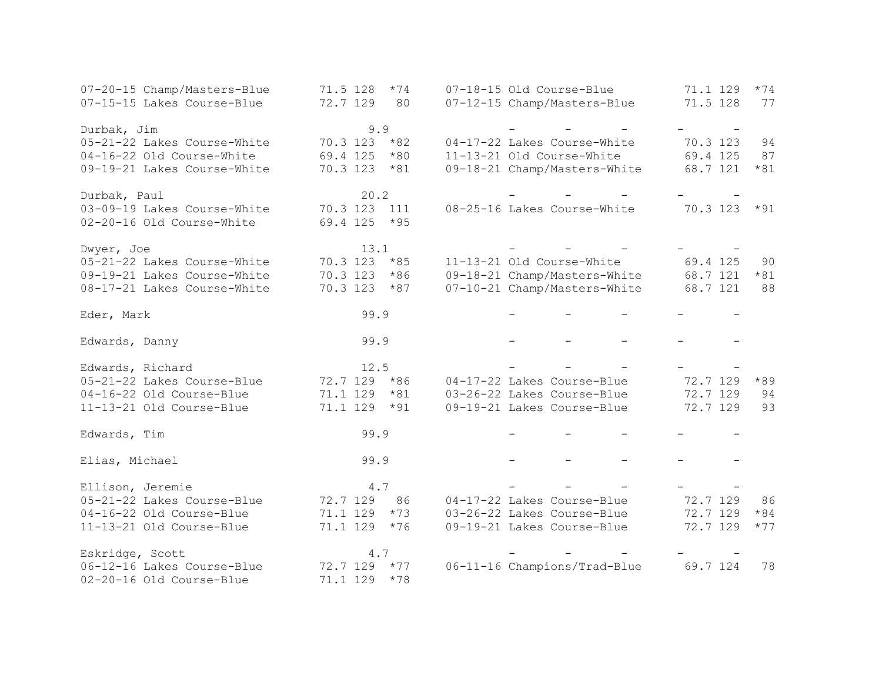```
07-20-15 Champ/Masters-Blue       71.5 128  *74     07-18-15 Old Course-Blue          71.1 129  *74
07-15-15 Lakes Course-Blue        72.7 129   80     07-12-15 Champ/Masters-Blue       71.5 128   77

Durbak, Jim                          9.9                 -      -      -       -      -
05-21-22 Lakes Course-White       70.3 123  *82     04-17-22 Lakes Course-White       70.3 123   94
04-16-22 Old Course-White         69.4 125  *80     11-13-21 Old Course-White         69.4 125   87
09-19-21 Lakes Course-White       70.3 123  *81     09-18-21 Champ/Masters-White      68.7 121  *81

Durbak, Paul                        20.2                 -      -      -       -      -
03-09-19 Lakes Course-White       70.3 123  111     08-25-16 Lakes Course-White       70.3 123  *91
02-20-16 Old Course-White         69.4 125  *95

Dwyer, Joe                          13.1                 -      -      -       -      -
05-21-22 Lakes Course-White       70.3 123  *85     11-13-21 Old Course-White         69.4 125   90
09-19-21 Lakes Course-White       70.3 123  *86     09-18-21 Champ/Masters-White      68.7 121  *81
08-17-21 Lakes Course-White       70.3 123  *87     07-10-21 Champ/Masters-White      68.7 121   88

Eder, Mark                          99.9                 -      -      -       -      -

Edwards, Danny                      99.9                 -      -      -       -      -

Edwards, Richard                    12.5                 -      -      -       -      -
05-21-22 Lakes Course-Blue        72.7 129  *86     04-17-22 Lakes Course-Blue        72.7 129  *89
04-16-22 Old Course-Blue          71.1 129  *81     03-26-22 Lakes Course-Blue        72.7 129   94
11-13-21 Old Course-Blue          71.1 129  *91     09-19-21 Lakes Course-Blue        72.7 129   93

Edwards, Tim                        99.9                 -      -      -       -      -

Elias, Michael                      99.9                 -      -      -       -      -

Ellison, Jeremie                     4.7                 -      -      -       -      -
05-21-22 Lakes Course-Blue        72.7 129   86     04-17-22 Lakes Course-Blue        72.7 129   86
04-16-22 Old Course-Blue          71.1 129  *73     03-26-22 Lakes Course-Blue        72.7 129  *84
11-13-21 Old Course-Blue          71.1 129  *76     09-19-21 Lakes Course-Blue        72.7 129  *77

Eskridge, Scott                      4.7                 -      -      -       -      -
06-12-16 Lakes Course-Blue        72.7 129  *77     06-11-16 Champions/Trad-Blue      69.7 124   78
02-20-16 Old Course-Blue          71.1 129  *78
```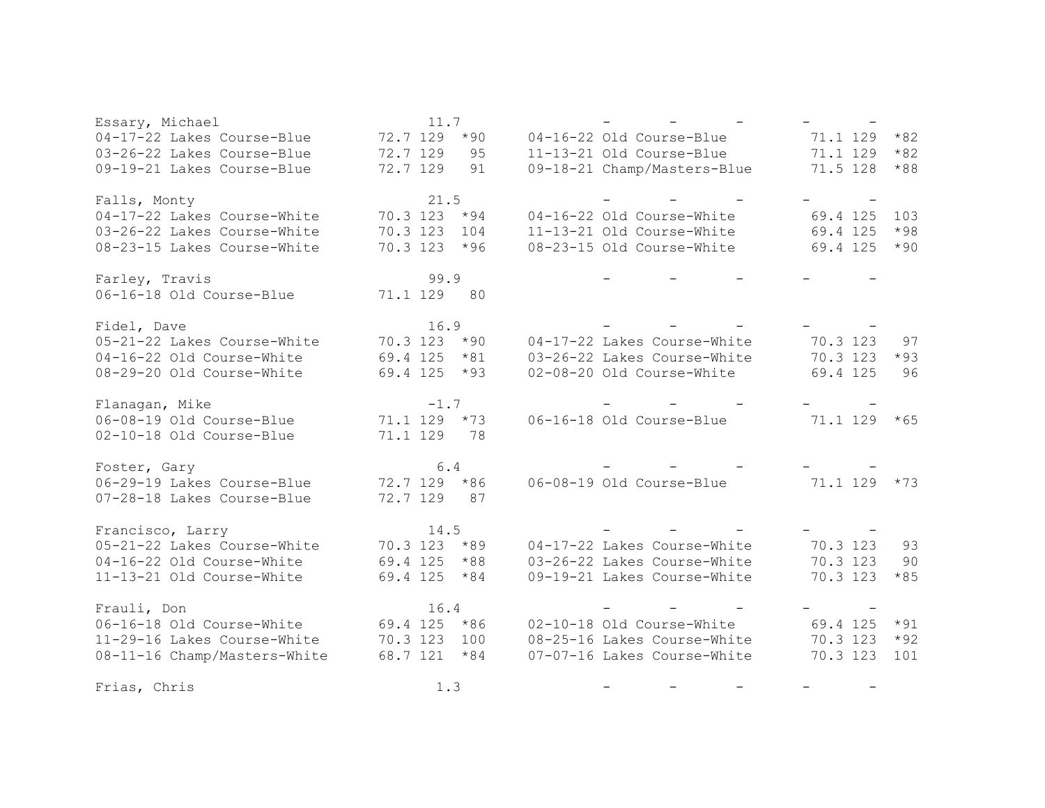```
Essary, Michael                       11.7              -       -       -       -       -
04-17-22 Lakes Course-Blue       72.7 129  *90    04-16-22 Old Course-Blue          71.1 129  *82
03-26-22 Lakes Course-Blue       72.7 129   95    11-13-21 Old Course-Blue          71.1 129  *82
09-19-21 Lakes Course-Blue       72.7 129   91    09-18-21 Champ/Masters-Blue       71.5 128  *88

Falls, Monty                          21.5              -       -       -       -       -
04-17-22 Lakes Course-White      70.3 123  *94    04-16-22 Old Course-White         69.4 125  103
03-26-22 Lakes Course-White      70.3 123  104    11-13-21 Old Course-White         69.4 125  *98
08-23-15 Lakes Course-White      70.3 123  *96    08-23-15 Old Course-White         69.4 125  *90

Farley, Travis                        99.9              -       -       -       -       -
06-16-18 Old Course-Blue         71.1 129   80

Fidel, Dave                           16.9              -       -       -       -       -
05-21-22 Lakes Course-White      70.3 123  *90    04-17-22 Lakes Course-White       70.3 123   97
04-16-22 Old Course-White        69.4 125  *81    03-26-22 Lakes Course-White       70.3 123  *93
08-29-20 Old Course-White        69.4 125  *93    02-08-20 Old Course-White         69.4 125   96

Flanagan, Mike                        -1.7              -       -       -       -       -
06-08-19 Old Course-Blue         71.1 129  *73    06-16-18 Old Course-Blue          71.1 129  *65
02-10-18 Old Course-Blue         71.1 129   78

Foster, Gary                           6.4              -       -       -       -       -
06-29-19 Lakes Course-Blue       72.7 129  *86    06-08-19 Old Course-Blue          71.1 129  *73
07-28-18 Lakes Course-Blue       72.7 129   87

Francisco, Larry                      14.5              -       -       -       -       -
05-21-22 Lakes Course-White      70.3 123  *89    04-17-22 Lakes Course-White       70.3 123   93
04-16-22 Old Course-White        69.4 125  *88    03-26-22 Lakes Course-White       70.3 123   90
11-13-21 Old Course-White        69.4 125  *84    09-19-21 Lakes Course-White       70.3 123  *85

Frauli, Don                           16.4              -       -       -       -       -
06-16-18 Old Course-White        69.4 125  *86    02-10-18 Old Course-White         69.4 125  *91
11-29-16 Lakes Course-White      70.3 123  100    08-25-16 Lakes Course-White       70.3 123  *92
08-11-16 Champ/Masters-White     68.7 121  *84    07-07-16 Lakes Course-White       70.3 123  101

Frias, Chris                           1.3              -       -       -       -       -
```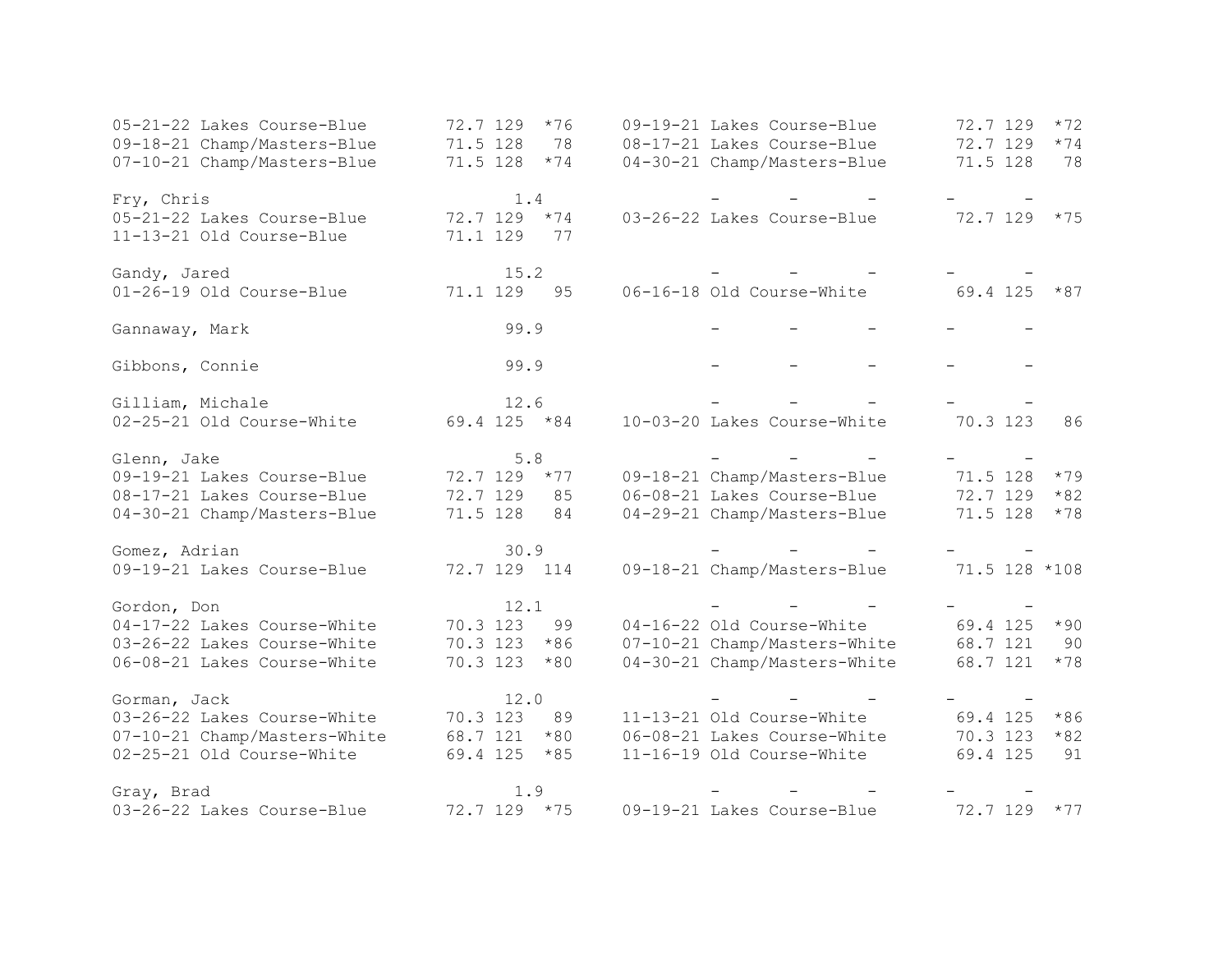```
05-21-22 Lakes Course-Blue        72.7 129  *76     09-19-21 Lakes Course-Blue        72.7 129  *72
09-18-21 Champ/Masters-Blue       71.5 128   78     08-17-21 Lakes Course-Blue        72.7 129  *74
07-10-21 Champ/Masters-Blue       71.5 128  *74     04-30-21 Champ/Masters-Blue       71.5 128   78

Fry, Chris                             1.4               -       -       -        -       -
05-21-22 Lakes Course-Blue        72.7 129  *74     03-26-22 Lakes Course-Blue        72.7 129  *75
11-13-21 Old Course-Blue          71.1 129   77

Gandy, Jared                          15.2               -       -       -        -       -
01-26-19 Old Course-Blue          71.1 129   95     06-16-18 Old Course-White         69.4 125  *87

Gannaway, Mark                        99.9               -       -       -        -       -

Gibbons, Connie                       99.9               -       -       -        -       -

Gilliam, Michale                      12.6               -       -       -        -       -
02-25-21 Old Course-White         69.4 125  *84     10-03-20 Lakes Course-White       70.3 123   86

Glenn, Jake                            5.8               -       -       -        -       -
09-19-21 Lakes Course-Blue        72.7 129  *77     09-18-21 Champ/Masters-Blue       71.5 128  *79
08-17-21 Lakes Course-Blue        72.7 129   85     06-08-21 Lakes Course-Blue        72.7 129  *82
04-30-21 Champ/Masters-Blue       71.5 128   84     04-29-21 Champ/Masters-Blue       71.5 128  *78

Gomez, Adrian                         30.9               -       -       -        -       -
09-19-21 Lakes Course-Blue        72.7 129  114     09-18-21 Champ/Masters-Blue       71.5 128 *108

Gordon, Don                           12.1               -       -       -        -       -
04-17-22 Lakes Course-White       70.3 123   99     04-16-22 Old Course-White         69.4 125  *90
03-26-22 Lakes Course-White       70.3 123  *86     07-10-21 Champ/Masters-White      68.7 121   90
06-08-21 Lakes Course-White       70.3 123  *80     04-30-21 Champ/Masters-White      68.7 121  *78

Gorman, Jack                          12.0               -       -       -        -       -
03-26-22 Lakes Course-White       70.3 123   89     11-13-21 Old Course-White         69.4 125  *86
07-10-21 Champ/Masters-White      68.7 121  *80     06-08-21 Lakes Course-White       70.3 123  *82
02-25-21 Old Course-White         69.4 125  *85     11-16-19 Old Course-White         69.4 125   91

Gray, Brad                             1.9               -       -       -        -       -
03-26-22 Lakes Course-Blue        72.7 129  *75     09-19-21 Lakes Course-Blue        72.7 129  *77
```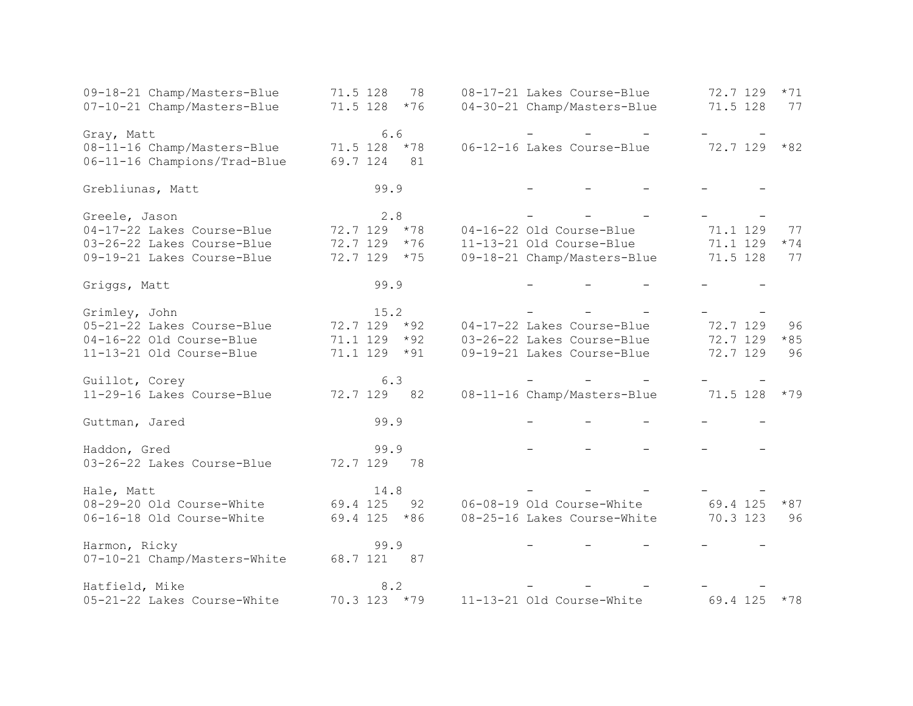```
09-18-21 Champ/Masters-Blue       71.5 128   78     08-17-21 Lakes Course-Blue        72.7 129  *71
07-10-21 Champ/Masters-Blue       71.5 128  *76     04-30-21 Champ/Masters-Blue       71.5 128   77

Gray, Matt                             6.6                -      -      -         -       -
08-11-16 Champ/Masters-Blue       71.5 128  *78     06-12-16 Lakes Course-Blue        72.7 129  *82
06-11-16 Champions/Trad-Blue      69.7 124   81

Grebliunas, Matt                      99.9                -      -      -         -       -

Greele, Jason                          2.8                -      -      -         -       -
04-17-22 Lakes Course-Blue        72.7 129  *78     04-16-22 Old Course-Blue          71.1 129   77
03-26-22 Lakes Course-Blue        72.7 129  *76     11-13-21 Old Course-Blue          71.1 129  *74
09-19-21 Lakes Course-Blue        72.7 129  *75     09-18-21 Champ/Masters-Blue       71.5 128   77

Griggs, Matt                          99.9                -      -      -         -       -

Grimley, John                         15.2                -      -      -         -       -
05-21-22 Lakes Course-Blue        72.7 129  *92     04-17-22 Lakes Course-Blue        72.7 129   96
04-16-22 Old Course-Blue          71.1 129  *92     03-26-22 Lakes Course-Blue        72.7 129  *85
11-13-21 Old Course-Blue          71.1 129  *91     09-19-21 Lakes Course-Blue        72.7 129   96

Guillot, Corey                         6.3                -      -      -         -       -
11-29-16 Lakes Course-Blue        72.7 129   82     08-11-16 Champ/Masters-Blue       71.5 128  *79

Guttman, Jared                        99.9                -      -      -         -       -

Haddon, Gred                          99.9                -      -      -         -       -
03-26-22 Lakes Course-Blue        72.7 129   78

Hale, Matt                            14.8                -      -      -         -       -
08-29-20 Old Course-White         69.4 125   92     06-08-19 Old Course-White         69.4 125  *87
06-16-18 Old Course-White         69.4 125  *86     08-25-16 Lakes Course-White       70.3 123   96

Harmon, Ricky                         99.9                -      -      -         -       -
07-10-21 Champ/Masters-White      68.7 121   87

Hatfield, Mike                         8.2                -      -      -         -       -
05-21-22 Lakes Course-White       70.3 123  *79     11-13-21 Old Course-White         69.4 125  *78
```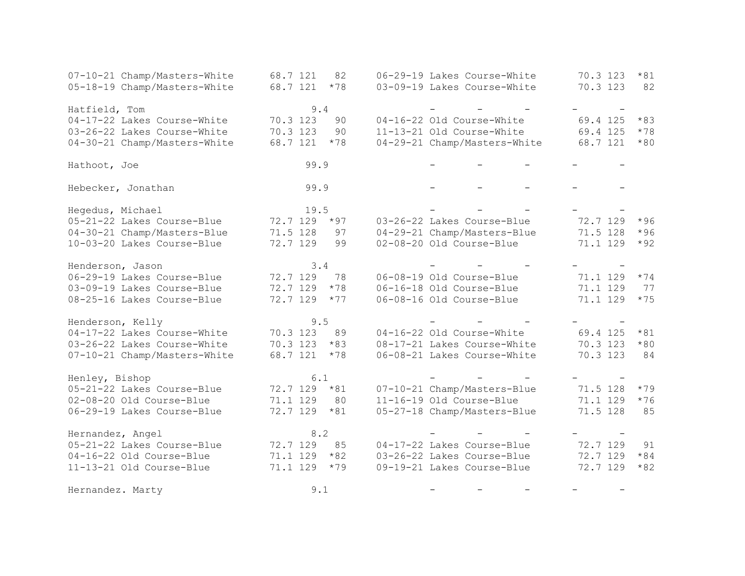```
07-10-21 Champ/Masters-White      68.7 121   82     06-29-19 Lakes Course-White       70.3 123  *81
05-18-19 Champ/Masters-White      68.7 121  *78     03-09-19 Lakes Course-White       70.3 123   82

Hatfield, Tom                          9.4                -       -       -        -       -
04-17-22 Lakes Course-White       70.3 123   90     04-16-22 Old Course-White         69.4 125  *83
03-26-22 Lakes Course-White       70.3 123   90     11-13-21 Old Course-White         69.4 125  *78
04-30-21 Champ/Masters-White      68.7 121  *78     04-29-21 Champ/Masters-White      68.7 121  *80

Hathoot, Joe                          99.9                -       -       -        -       -

Hebecker, Jonathan                    99.9                -       -       -        -       -

Hegedus, Michael                      19.5                -       -       -        -       -
05-21-22 Lakes Course-Blue        72.7 129  *97     03-26-22 Lakes Course-Blue        72.7 129  *96
04-30-21 Champ/Masters-Blue       71.5 128   97     04-29-21 Champ/Masters-Blue       71.5 128  *96
10-03-20 Lakes Course-Blue        72.7 129   99     02-08-20 Old Course-Blue          71.1 129  *92

Henderson, Jason                       3.4                -       -       -        -       -
06-29-19 Lakes Course-Blue        72.7 129   78     06-08-19 Old Course-Blue          71.1 129  *74
03-09-19 Lakes Course-Blue        72.7 129  *78     06-16-18 Old Course-Blue          71.1 129   77
08-25-16 Lakes Course-Blue        72.7 129  *77     06-08-16 Old Course-Blue          71.1 129  *75

Henderson, Kelly                       9.5                -       -       -        -       -
04-17-22 Lakes Course-White       70.3 123   89     04-16-22 Old Course-White         69.4 125  *81
03-26-22 Lakes Course-White       70.3 123  *83     08-17-21 Lakes Course-White       70.3 123  *80
07-10-21 Champ/Masters-White      68.7 121  *78     06-08-21 Lakes Course-White       70.3 123   84

Henley, Bishop                         6.1                -       -       -        -       -
05-21-22 Lakes Course-Blue        72.7 129  *81     07-10-21 Champ/Masters-Blue       71.5 128  *79
02-08-20 Old Course-Blue          71.1 129   80     11-16-19 Old Course-Blue          71.1 129  *76
06-29-19 Lakes Course-Blue        72.7 129  *81     05-27-18 Champ/Masters-Blue       71.5 128   85

Hernandez, Angel                       8.2                -       -       -        -       -
05-21-22 Lakes Course-Blue        72.7 129   85     04-17-22 Lakes Course-Blue        72.7 129   91
04-16-22 Old Course-Blue          71.1 129  *82     03-26-22 Lakes Course-Blue        72.7 129  *84
11-13-21 Old Course-Blue          71.1 129  *79     09-19-21 Lakes Course-Blue        72.7 129  *82

Hernandez. Marty                       9.1                -       -       -        -       -
```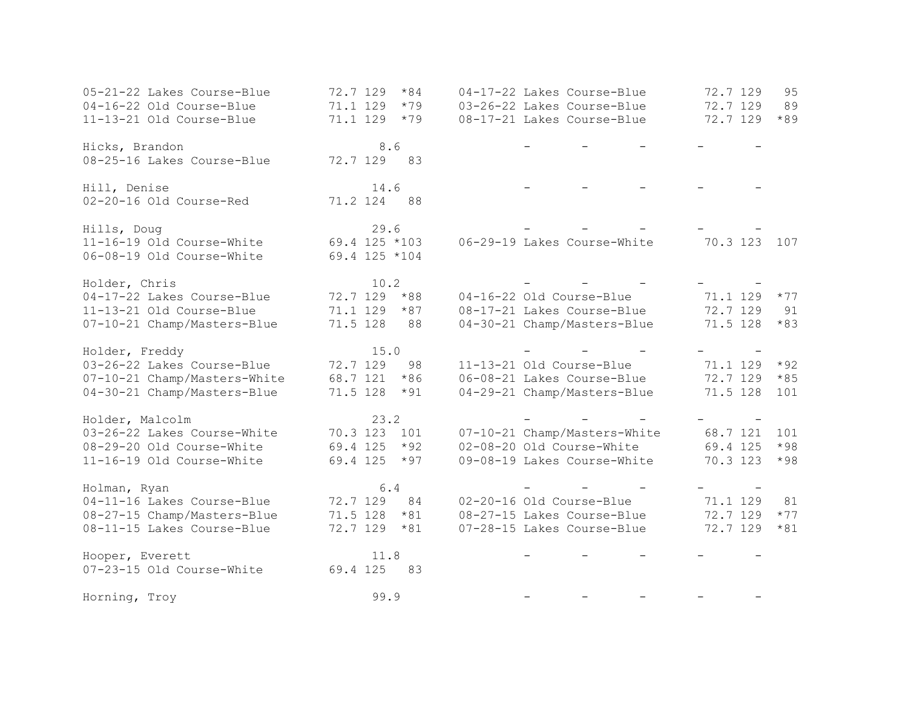```
05-21-22 Lakes Course-Blue        72.7 129  *84     04-17-22 Lakes Course-Blue        72.7 129   95
04-16-22 Old Course-Blue          71.1 129  *79     03-26-22 Lakes Course-Blue        72.7 129   89
11-13-21 Old Course-Blue          71.1 129  *79     08-17-21 Lakes Course-Blue        72.7 129  *89

Hicks, Brandon                         8.6             -       -       -       -       -
08-25-16 Lakes Course-Blue        72.7 129   83

Hill, Denise                          14.6             -       -       -       -       -
02-20-16 Old Course-Red           71.2 124   88

Hills, Doug                           29.6             -       -       -       -       -
11-16-19 Old Course-White         69.4 125 *103     06-29-19 Lakes Course-White       70.3 123  107
06-08-19 Old Course-White         69.4 125 *104

Holder, Chris                         10.2             -       -       -       -       -
04-17-22 Lakes Course-Blue        72.7 129  *88     04-16-22 Old Course-Blue          71.1 129  *77
11-13-21 Old Course-Blue          71.1 129  *87     08-17-21 Lakes Course-Blue        72.7 129   91
07-10-21 Champ/Masters-Blue       71.5 128   88     04-30-21 Champ/Masters-Blue       71.5 128  *83

Holder, Freddy                        15.0             -       -       -       -       -
03-26-22 Lakes Course-Blue        72.7 129   98     11-13-21 Old Course-Blue          71.1 129  *92
07-10-21 Champ/Masters-White      68.7 121  *86     06-08-21 Lakes Course-Blue        72.7 129  *85
04-30-21 Champ/Masters-Blue       71.5 128  *91     04-29-21 Champ/Masters-Blue       71.5 128  101

Holder, Malcolm                       23.2             -       -       -       -       -
03-26-22 Lakes Course-White       70.3 123  101     07-10-21 Champ/Masters-White      68.7 121  101
08-29-20 Old Course-White         69.4 125  *92     02-08-20 Old Course-White         69.4 125  *98
11-16-19 Old Course-White         69.4 125  *97     09-08-19 Lakes Course-White       70.3 123  *98

Holman, Ryan                           6.4             -       -       -       -       -
04-11-16 Lakes Course-Blue        72.7 129   84     02-20-16 Old Course-Blue          71.1 129   81
08-27-15 Champ/Masters-Blue       71.5 128  *81     08-27-15 Lakes Course-Blue        72.7 129  *77
08-11-15 Lakes Course-Blue        72.7 129  *81     07-28-15 Lakes Course-Blue        72.7 129  *81

Hooper, Everett                       11.8             -       -       -       -       -
07-23-15 Old Course-White         69.4 125   83

Horning, Troy                         99.9             -       -       -       -       -
```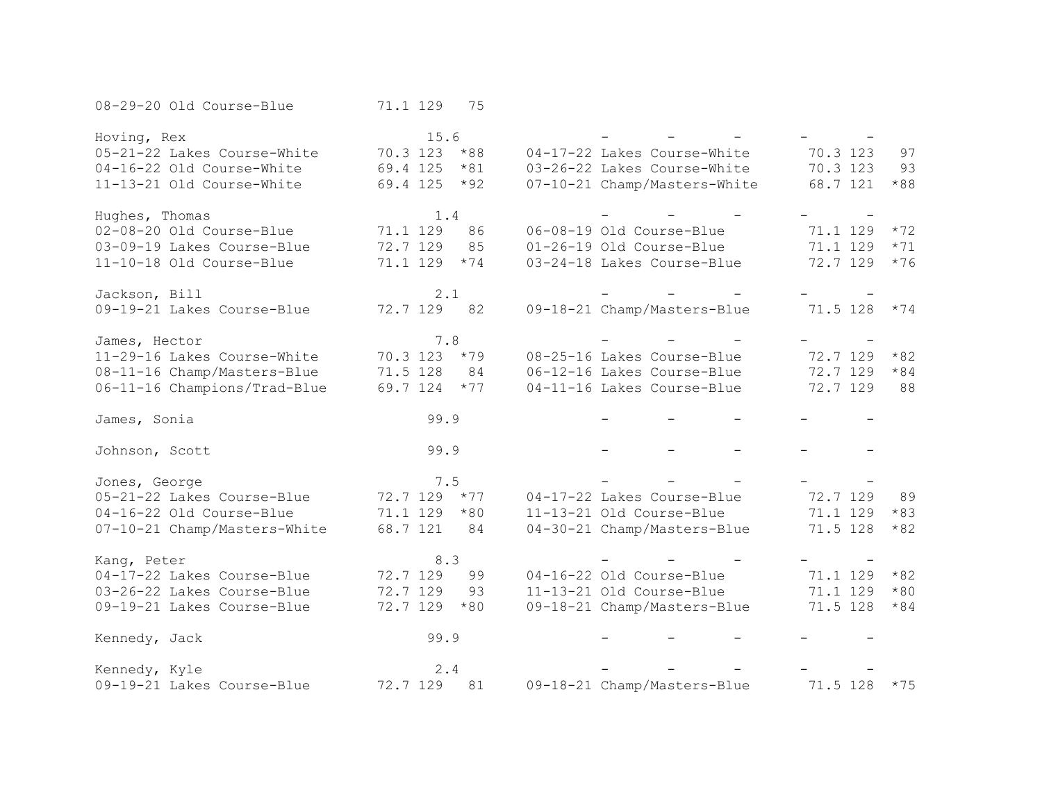```
08-29-20 Old Course-Blue          71.1 129   75

Hoving, Rex                            15.6              -      -      -       -      -
05-21-22 Lakes Course-White       70.3 123  *88     04-17-22 Lakes Course-White       70.3 123   97
04-16-22 Old Course-White         69.4 125  *81     03-26-22 Lakes Course-White       70.3 123   93
11-13-21 Old Course-White         69.4 125  *92     07-10-21 Champ/Masters-White      68.7 121  *88

Hughes, Thomas                          1.4              -      -      -       -      -
02-08-20 Old Course-Blue          71.1 129   86     06-08-19 Old Course-Blue          71.1 129  *72
03-09-19 Lakes Course-Blue        72.7 129   85     01-26-19 Old Course-Blue          71.1 129  *71
11-10-18 Old Course-Blue          71.1 129  *74     03-24-18 Lakes Course-Blue        72.7 129  *76

Jackson, Bill                           2.1              -      -      -       -      -
09-19-21 Lakes Course-Blue        72.7 129   82     09-18-21 Champ/Masters-Blue       71.5 128  *74

James, Hector                           7.8              -      -      -       -      -
11-29-16 Lakes Course-White       70.3 123  *79     08-25-16 Lakes Course-Blue        72.7 129  *82
08-11-16 Champ/Masters-Blue       71.5 128   84     06-12-16 Lakes Course-Blue        72.7 129  *84
06-11-16 Champions/Trad-Blue      69.7 124  *77     04-11-16 Lakes Course-Blue        72.7 129   88

James, Sonia                           99.9              -      -      -       -      -

Johnson, Scott                         99.9              -      -      -       -      -

Jones, George                           7.5              -      -      -       -      -
05-21-22 Lakes Course-Blue        72.7 129  *77     04-17-22 Lakes Course-Blue        72.7 129   89
04-16-22 Old Course-Blue          71.1 129  *80     11-13-21 Old Course-Blue          71.1 129  *83
07-10-21 Champ/Masters-White      68.7 121   84     04-30-21 Champ/Masters-Blue       71.5 128  *82

Kang, Peter                             8.3              -      -      -       -      -
04-17-22 Lakes Course-Blue        72.7 129   99     04-16-22 Old Course-Blue          71.1 129  *82
03-26-22 Lakes Course-Blue        72.7 129   93     11-13-21 Old Course-Blue          71.1 129  *80
09-19-21 Lakes Course-Blue        72.7 129  *80     09-18-21 Champ/Masters-Blue       71.5 128  *84

Kennedy, Jack                          99.9              -      -      -       -      -

Kennedy, Kyle                           2.4              -      -      -       -      -
09-19-21 Lakes Course-Blue        72.7 129   81     09-18-21 Champ/Masters-Blue       71.5 128  *75
```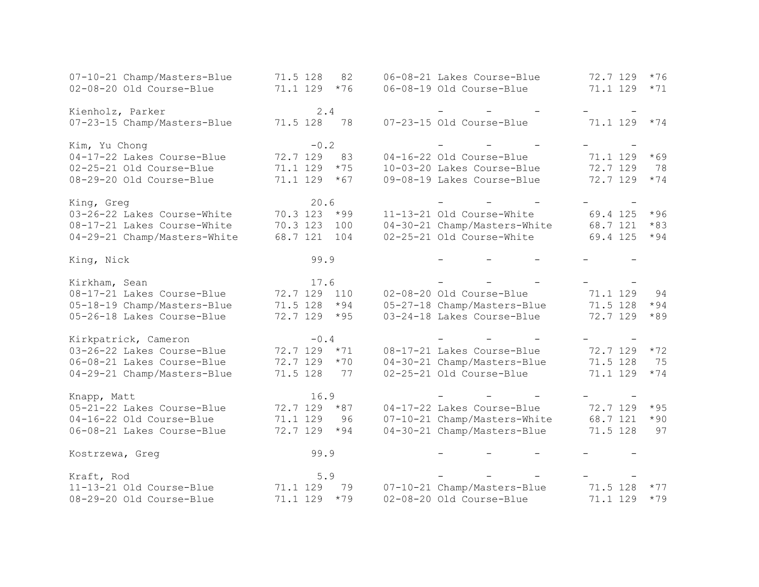```
07-10-21 Champ/Masters-Blue       71.5 128   82     06-08-21 Lakes Course-Blue        72.7 129  *76
02-08-20 Old Course-Blue          71.1 129  *76     06-08-19 Old Course-Blue          71.1 129  *71

Kienholz, Parker                      2.4                -      -      -       -      -
07-23-15 Champ/Masters-Blue       71.5 128   78     07-23-15 Old Course-Blue          71.1 129  *74

Kim, Yu Chong                        -0.2                -      -      -       -      -
04-17-22 Lakes Course-Blue        72.7 129   83     04-16-22 Old Course-Blue          71.1 129  *69
02-25-21 Old Course-Blue          71.1 129  *75     10-03-20 Lakes Course-Blue        72.7 129   78
08-29-20 Old Course-Blue          71.1 129  *67     09-08-19 Lakes Course-Blue        72.7 129  *74

King, Greg                           20.6                -      -      -       -      -
03-26-22 Lakes Course-White       70.3 123  *99     11-13-21 Old Course-White         69.4 125  *96
08-17-21 Lakes Course-White       70.3 123  100     04-30-21 Champ/Masters-White      68.7 121  *83
04-29-21 Champ/Masters-White      68.7 121  104     02-25-21 Old Course-White         69.4 125  *94

King, Nick                           99.9                -      -      -       -      -

Kirkham, Sean                        17.6                -      -      -       -      -
08-17-21 Lakes Course-Blue        72.7 129  110     02-08-20 Old Course-Blue          71.1 129   94
05-18-19 Champ/Masters-Blue       71.5 128  *94     05-27-18 Champ/Masters-Blue       71.5 128  *94
05-26-18 Lakes Course-Blue        72.7 129  *95     03-24-18 Lakes Course-Blue        72.7 129  *89

Kirkpatrick, Cameron                 -0.4                -      -      -       -      -
03-26-22 Lakes Course-Blue        72.7 129  *71     08-17-21 Lakes Course-Blue        72.7 129  *72
06-08-21 Lakes Course-Blue        72.7 129  *70     04-30-21 Champ/Masters-Blue       71.5 128   75
04-29-21 Champ/Masters-Blue       71.5 128   77     02-25-21 Old Course-Blue          71.1 129  *74

Knapp, Matt                          16.9                -      -      -       -      -
05-21-22 Lakes Course-Blue        72.7 129  *87     04-17-22 Lakes Course-Blue        72.7 129  *95
04-16-22 Old Course-Blue          71.1 129   96     07-10-21 Champ/Masters-White      68.7 121  *90
06-08-21 Lakes Course-Blue        72.7 129  *94     04-30-21 Champ/Masters-Blue       71.5 128   97

Kostrzewa, Greg                      99.9                -      -      -       -      -

Kraft, Rod                            5.9                -      -      -       -      -
11-13-21 Old Course-Blue          71.1 129   79     07-10-21 Champ/Masters-Blue       71.5 128  *77
08-29-20 Old Course-Blue          71.1 129  *79     02-08-20 Old Course-Blue          71.1 129  *79
```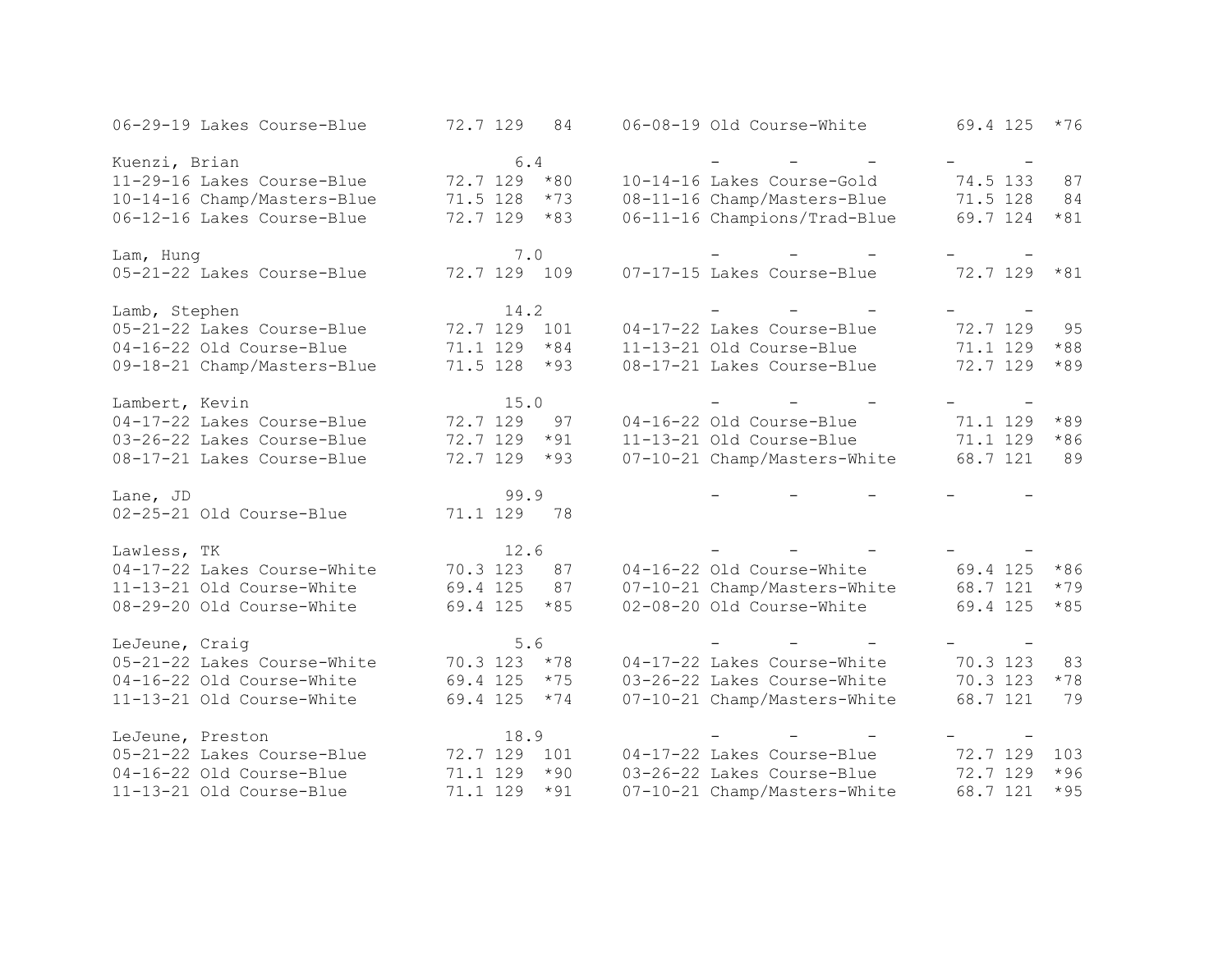```
06-29-19 Lakes Course-Blue        72.7 129   84     06-08-19 Old Course-White         69.4 125  *76

Kuenzi, Brian                          6.4              -       -       -         -       -
11-29-16 Lakes Course-Blue        72.7 129  *80     10-14-16 Lakes Course-Gold        74.5 133   87
10-14-16 Champ/Masters-Blue       71.5 128  *73     08-11-16 Champ/Masters-Blue       71.5 128   84
06-12-16 Lakes Course-Blue        72.7 129  *83     06-11-16 Champions/Trad-Blue      69.7 124  *81

Lam, Hung                              7.0              -       -       -         -       -
05-21-22 Lakes Course-Blue        72.7 129  109     07-17-15 Lakes Course-Blue        72.7 129  *81

Lamb, Stephen                         14.2              -       -       -         -       -
05-21-22 Lakes Course-Blue        72.7 129  101     04-17-22 Lakes Course-Blue        72.7 129   95
04-16-22 Old Course-Blue          71.1 129  *84     11-13-21 Old Course-Blue          71.1 129  *88
09-18-21 Champ/Masters-Blue       71.5 128  *93     08-17-21 Lakes Course-Blue        72.7 129  *89

Lambert, Kevin                        15.0              -       -       -         -       -
04-17-22 Lakes Course-Blue        72.7 129   97     04-16-22 Old Course-Blue          71.1 129  *89
03-26-22 Lakes Course-Blue        72.7 129  *91     11-13-21 Old Course-Blue          71.1 129  *86
08-17-21 Lakes Course-Blue        72.7 129  *93     07-10-21 Champ/Masters-White      68.7 121   89

Lane, JD                              99.9              -       -       -         -       -
02-25-21 Old Course-Blue          71.1 129   78

Lawless, TK                           12.6              -       -       -         -       -
04-17-22 Lakes Course-White       70.3 123   87     04-16-22 Old Course-White         69.4 125  *86
11-13-21 Old Course-White         69.4 125   87     07-10-21 Champ/Masters-White      68.7 121  *79
08-29-20 Old Course-White         69.4 125  *85     02-08-20 Old Course-White         69.4 125  *85

LeJeune, Craig                         5.6              -       -       -         -       -
05-21-22 Lakes Course-White       70.3 123  *78     04-17-22 Lakes Course-White       70.3 123   83
04-16-22 Old Course-White         69.4 125  *75     03-26-22 Lakes Course-White       70.3 123  *78
11-13-21 Old Course-White         69.4 125  *74     07-10-21 Champ/Masters-White      68.7 121   79

LeJeune, Preston                      18.9              -       -       -         -       -
05-21-22 Lakes Course-Blue        72.7 129  101     04-17-22 Lakes Course-Blue        72.7 129  103
04-16-22 Old Course-Blue          71.1 129  *90     03-26-22 Lakes Course-Blue        72.7 129  *96
11-13-21 Old Course-Blue          71.1 129  *91     07-10-21 Champ/Masters-White      68.7 121  *95
```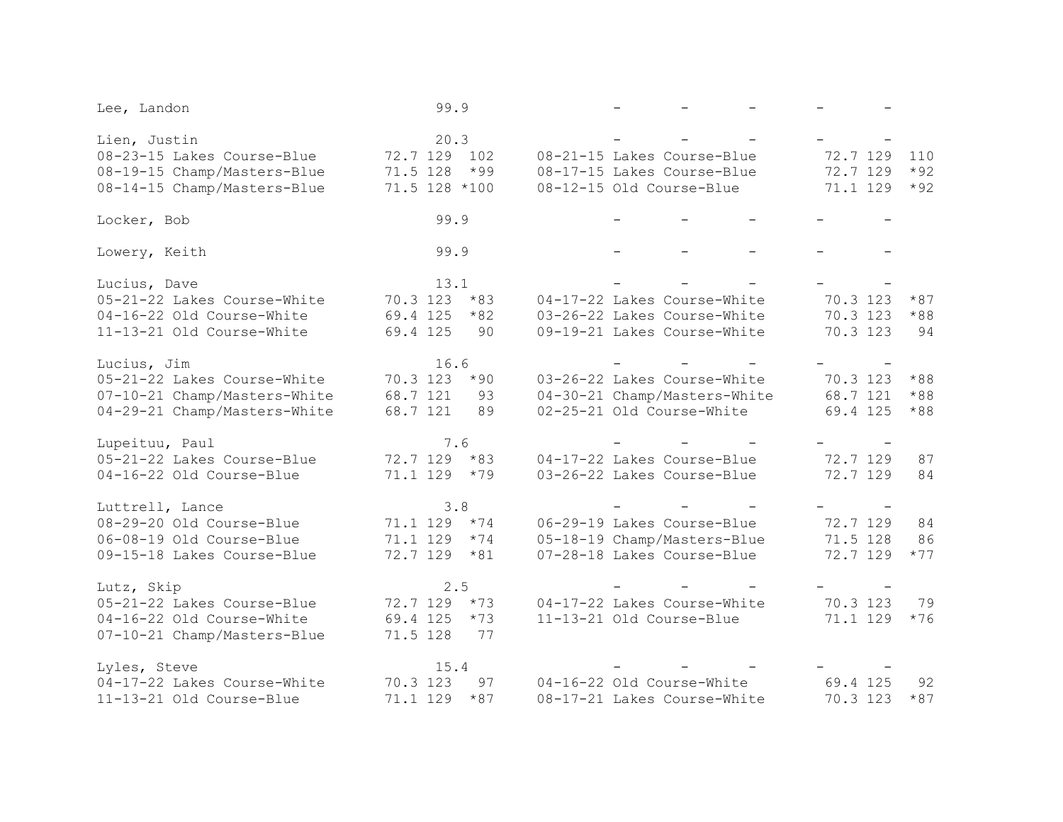```
Lee, Landon                          99.9              -       -       -       -       -

Lien, Justin                         20.3              -       -       -       -       -
08-23-15 Lakes Course-Blue       72.7 129  102     08-21-15 Lakes Course-Blue       72.7 129  110
08-19-15 Champ/Masters-Blue      71.5 128  *99     08-17-15 Lakes Course-Blue       72.7 129  *92
08-14-15 Champ/Masters-Blue      71.5 128 *100     08-12-15 Old Course-Blue         71.1 129  *92

Locker, Bob                          99.9              -       -       -       -       -

Lowery, Keith                        99.9              -       -       -       -       -

Lucius, Dave                         13.1              -       -       -       -       -
05-21-22 Lakes Course-White      70.3 123  *83     04-17-22 Lakes Course-White      70.3 123  *87
04-16-22 Old Course-White        69.4 125  *82     03-26-22 Lakes Course-White      70.3 123  *88
11-13-21 Old Course-White        69.4 125   90     09-19-21 Lakes Course-White      70.3 123   94

Lucius, Jim                          16.6              -       -       -       -       -
05-21-22 Lakes Course-White      70.3 123  *90     03-26-22 Lakes Course-White      70.3 123  *88
07-10-21 Champ/Masters-White     68.7 121   93     04-30-21 Champ/Masters-White     68.7 121  *88
04-29-21 Champ/Masters-White     68.7 121   89     02-25-21 Old Course-White        69.4 125  *88

Lupeituu, Paul                        7.6              -       -       -       -       -
05-21-22 Lakes Course-Blue       72.7 129  *83     04-17-22 Lakes Course-Blue       72.7 129   87
04-16-22 Old Course-Blue         71.1 129  *79     03-26-22 Lakes Course-Blue       72.7 129   84

Luttrell, Lance                       3.8              -       -       -       -       -
08-29-20 Old Course-Blue         71.1 129  *74     06-29-19 Lakes Course-Blue       72.7 129   84
06-08-19 Old Course-Blue         71.1 129  *74     05-18-19 Champ/Masters-Blue      71.5 128   86
09-15-18 Lakes Course-Blue       72.7 129  *81     07-28-18 Lakes Course-Blue       72.7 129  *77

Lutz, Skip                            2.5              -       -       -       -       -
05-21-22 Lakes Course-Blue       72.7 129  *73     04-17-22 Lakes Course-White      70.3 123   79
04-16-22 Old Course-White        69.4 125  *73     11-13-21 Old Course-Blue         71.1 129  *76
07-10-21 Champ/Masters-Blue      71.5 128   77

Lyles, Steve                         15.4              -       -       -       -       -
04-17-22 Lakes Course-White      70.3 123   97     04-16-22 Old Course-White        69.4 125   92
11-13-21 Old Course-Blue         71.1 129  *87     08-17-21 Lakes Course-White      70.3 123  *87
```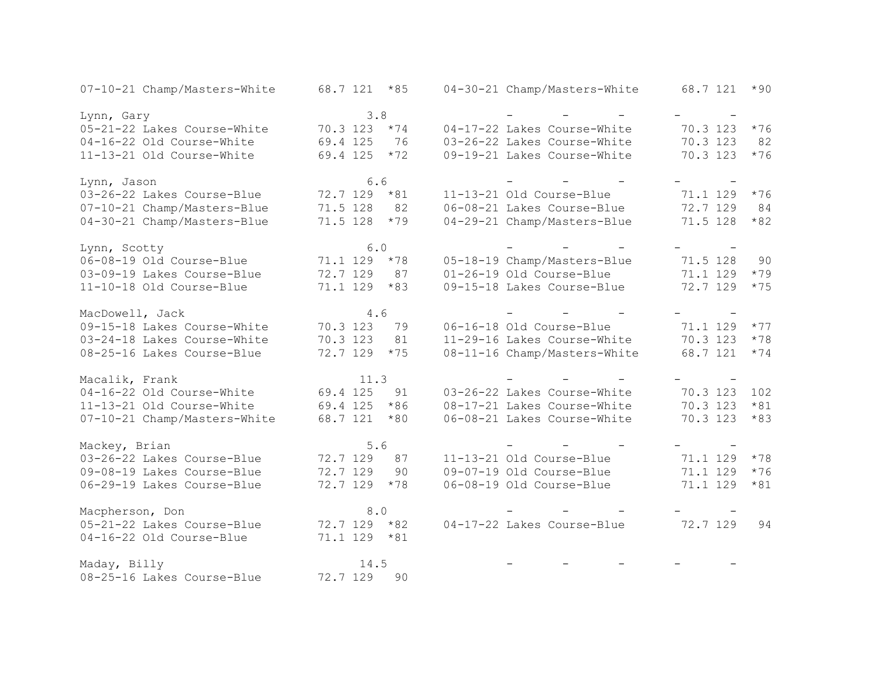```
07-10-21 Champ/Masters-White      68.7 121  *85     04-30-21 Champ/Masters-White      68.7 121  *90

Lynn, Gary                            3.8                -      -      -       -      -
05-21-22 Lakes Course-White       70.3 123  *74     04-17-22 Lakes Course-White       70.3 123  *76
04-16-22 Old Course-White         69.4 125   76     03-26-22 Lakes Course-White       70.3 123   82
11-13-21 Old Course-White         69.4 125  *72     09-19-21 Lakes Course-White       70.3 123  *76

Lynn, Jason                           6.6                -      -      -       -      -
03-26-22 Lakes Course-Blue        72.7 129  *81     11-13-21 Old Course-Blue          71.1 129  *76
07-10-21 Champ/Masters-Blue       71.5 128   82     06-08-21 Lakes Course-Blue        72.7 129   84
04-30-21 Champ/Masters-Blue       71.5 128  *79     04-29-21 Champ/Masters-Blue       71.5 128  *82

Lynn, Scotty                          6.0                -      -      -       -      -
06-08-19 Old Course-Blue          71.1 129  *78     05-18-19 Champ/Masters-Blue       71.5 128   90
03-09-19 Lakes Course-Blue        72.7 129   87     01-26-19 Old Course-Blue          71.1 129  *79
11-10-18 Old Course-Blue          71.1 129  *83     09-15-18 Lakes Course-Blue        72.7 129  *75

MacDowell, Jack                       4.6                -      -      -       -      -
09-15-18 Lakes Course-White       70.3 123   79     06-16-18 Old Course-Blue          71.1 129  *77
03-24-18 Lakes Course-White       70.3 123   81     11-29-16 Lakes Course-White       70.3 123  *78
08-25-16 Lakes Course-Blue        72.7 129  *75     08-11-16 Champ/Masters-White      68.7 121  *74

Macalik, Frank                       11.3                -      -      -       -      -
04-16-22 Old Course-White         69.4 125   91     03-26-22 Lakes Course-White       70.3 123  102
11-13-21 Old Course-White         69.4 125  *86     08-17-21 Lakes Course-White       70.3 123  *81
07-10-21 Champ/Masters-White      68.7 121  *80     06-08-21 Lakes Course-White       70.3 123  *83

Mackey, Brian                         5.6                -      -      -       -      -
03-26-22 Lakes Course-Blue        72.7 129   87     11-13-21 Old Course-Blue          71.1 129  *78
09-08-19 Lakes Course-Blue        72.7 129   90     09-07-19 Old Course-Blue          71.1 129  *76
06-29-19 Lakes Course-Blue        72.7 129  *78     06-08-19 Old Course-Blue          71.1 129  *81

Macpherson, Don                       8.0                -      -      -       -      -
05-21-22 Lakes Course-Blue        72.7 129  *82     04-17-22 Lakes Course-Blue        72.7 129   94
04-16-22 Old Course-Blue          71.1 129  *81

Maday, Billy                         14.5                -      -      -       -      -
08-25-16 Lakes Course-Blue        72.7 129   90
```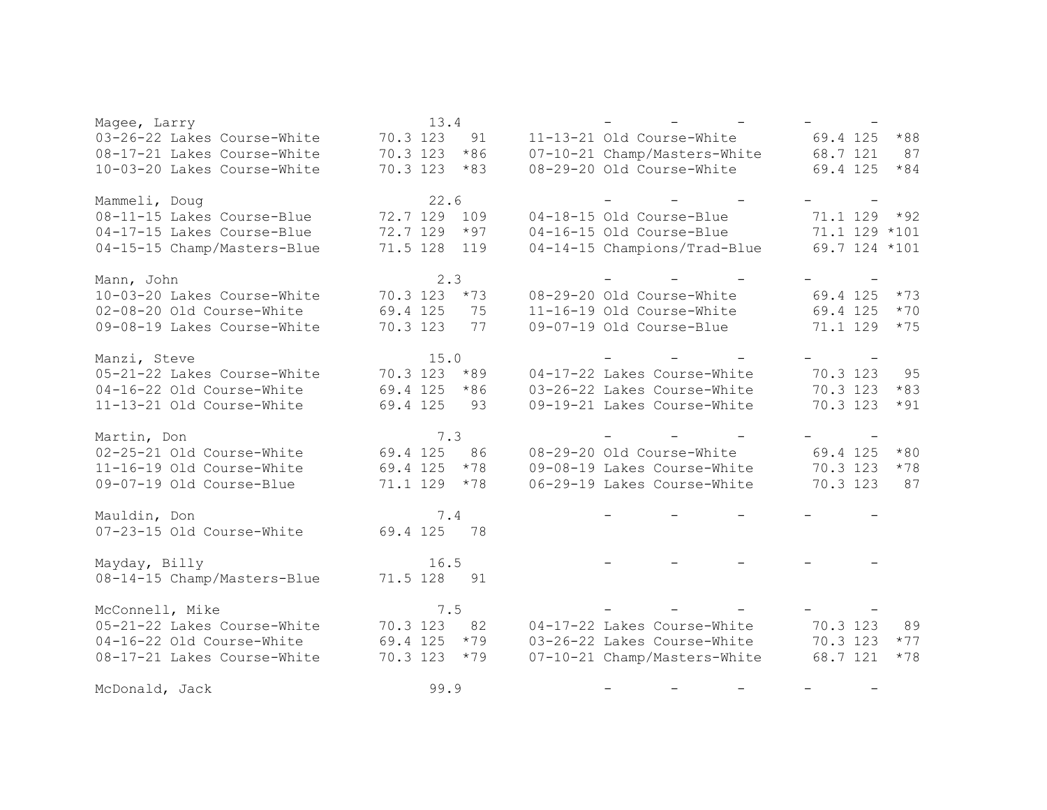```
Magee, Larry                   13.4           -       -       -       -       -
03-26-22 Lakes Course-White  70.3 123   91   11-13-21 Old Course-White        69.4 125  *88
08-17-21 Lakes Course-White  70.3 123  *86   07-10-21 Champ/Masters-White     68.7 121   87
10-03-20 Lakes Course-White  70.3 123  *83   08-29-20 Old Course-White        69.4 125  *84

Mammeli, Doug                  22.6           -       -       -       -       -
08-11-15 Lakes Course-Blue   72.7 129  109   04-18-15 Old Course-Blue         71.1 129  *92
04-17-15 Lakes Course-Blue   72.7 129  *97   04-16-15 Old Course-Blue         71.1 129 *101
04-15-15 Champ/Masters-Blue  71.5 128  119   04-14-15 Champions/Trad-Blue     69.7 124 *101

Mann, John                      2.3           -       -       -       -       -
10-03-20 Lakes Course-White  70.3 123  *73   08-29-20 Old Course-White        69.4 125  *73
02-08-20 Old Course-White    69.4 125   75   11-16-19 Old Course-White        69.4 125  *70
09-08-19 Lakes Course-White  70.3 123   77   09-07-19 Old Course-Blue         71.1 129  *75

Manzi, Steve                   15.0           -       -       -       -       -
05-21-22 Lakes Course-White  70.3 123  *89   04-17-22 Lakes Course-White      70.3 123   95
04-16-22 Old Course-White    69.4 125  *86   03-26-22 Lakes Course-White      70.3 123  *83
11-13-21 Old Course-White    69.4 125   93   09-19-21 Lakes Course-White      70.3 123  *91

Martin, Don                     7.3           -       -       -       -       -
02-25-21 Old Course-White    69.4 125   86   08-29-20 Old Course-White        69.4 125  *80
11-16-19 Old Course-White    69.4 125  *78   09-08-19 Lakes Course-White      70.3 123  *78
09-07-19 Old Course-Blue     71.1 129  *78   06-29-19 Lakes Course-White      70.3 123   87

Mauldin, Don                    7.4           -       -       -       -       -
07-23-15 Old Course-White    69.4 125   78

Mayday, Billy                  16.5           -       -       -       -       -
08-14-15 Champ/Masters-Blue  71.5 128   91

McConnell, Mike                 7.5           -       -       -       -       -
05-21-22 Lakes Course-White  70.3 123   82   04-17-22 Lakes Course-White      70.3 123   89
04-16-22 Old Course-White    69.4 125  *79   03-26-22 Lakes Course-White      70.3 123  *77
08-17-21 Lakes Course-White  70.3 123  *79   07-10-21 Champ/Masters-White     68.7 121  *78

McDonald, Jack                 99.9           -       -       -       -       -
```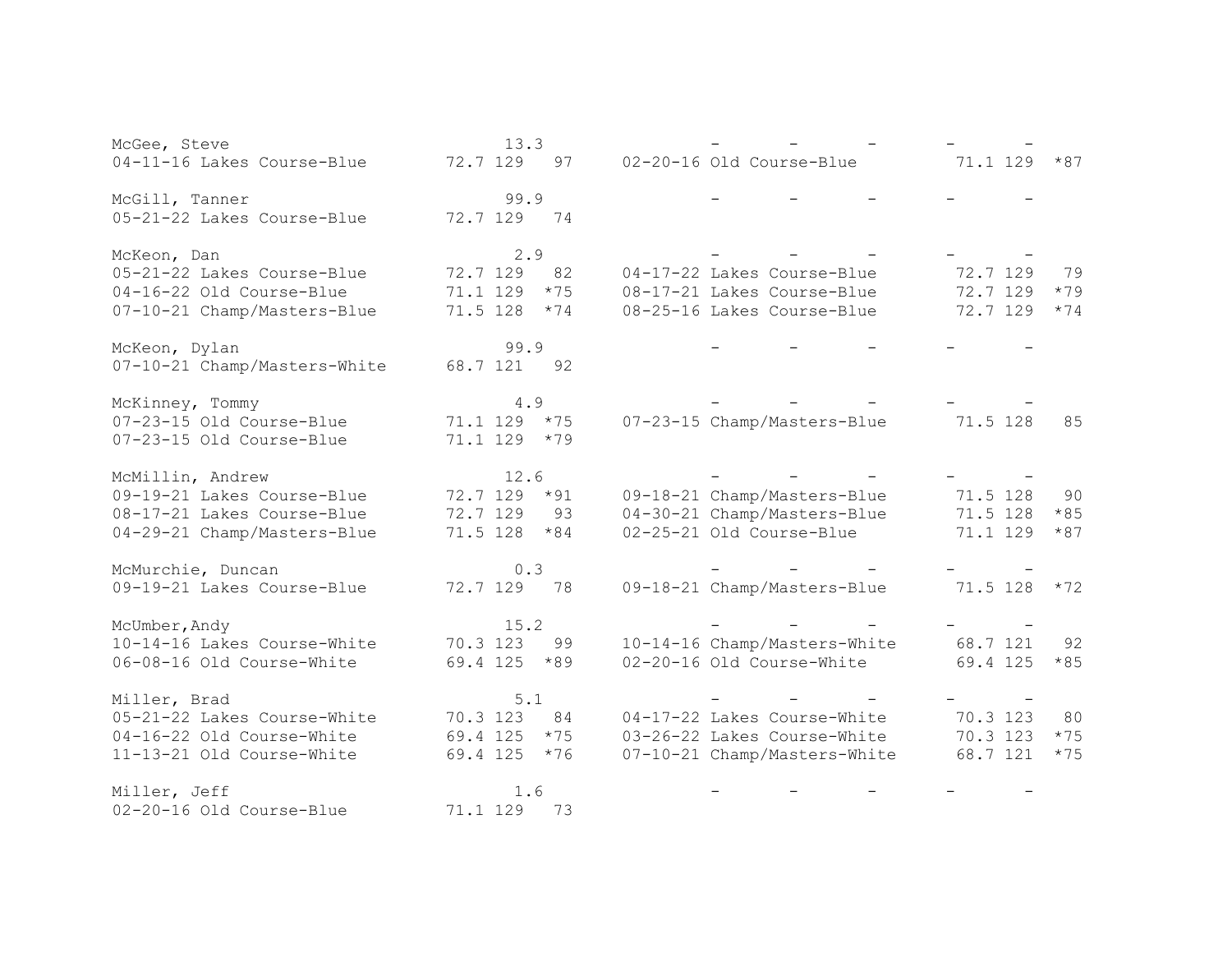McGee, Steve 13.3 - - - - -

| | | | | | | | |
|---|---|---|---|---|---|---|---|
| 04-11-16 Lakes Course-Blue | 72.7 | 129 | 97 | 02-20-16 Old Course-Blue | 71.1 | 129 | *87 |

McGill, Tanner 99.9 - - - - -

| | | | |
|---|---|---|---|
| 05-21-22 Lakes Course-Blue | 72.7 | 129 | 74 |

McKeon, Dan 2.9 - - - - -

| | | | | | | | |
|---|---|---|---|---|---|---|---|
| 05-21-22 Lakes Course-Blue | 72.7 | 129 | 82 | 04-17-22 Lakes Course-Blue | 72.7 | 129 | 79 |
| 04-16-22 Old Course-Blue | 71.1 | 129 | *75 | 08-17-21 Lakes Course-Blue | 72.7 | 129 | *79 |
| 07-10-21 Champ/Masters-Blue | 71.5 | 128 | *74 | 08-25-16 Lakes Course-Blue | 72.7 | 129 | *74 |

McKeon, Dylan 99.9 - - - - -

| | | | |
|---|---|---|---|
| 07-10-21 Champ/Masters-White | 68.7 | 121 | 92 |

McKinney, Tommy 4.9 - - - - -

| | | | | | | | |
|---|---|---|---|---|---|---|---|
| 07-23-15 Old Course-Blue | 71.1 | 129 | *75 | 07-23-15 Champ/Masters-Blue | 71.5 | 128 | 85 |
| 07-23-15 Old Course-Blue | 71.1 | 129 | *79 | | | | |

McMillin, Andrew 12.6 - - - - -

| | | | | | | | |
|---|---|---|---|---|---|---|---|
| 09-19-21 Lakes Course-Blue | 72.7 | 129 | *91 | 09-18-21 Champ/Masters-Blue | 71.5 | 128 | 90 |
| 08-17-21 Lakes Course-Blue | 72.7 | 129 | 93 | 04-30-21 Champ/Masters-Blue | 71.5 | 128 | *85 |
| 04-29-21 Champ/Masters-Blue | 71.5 | 128 | *84 | 02-25-21 Old Course-Blue | 71.1 | 129 | *87 |

McMurchie, Duncan 0.3 - - - - -

| | | | | | | | |
|---|---|---|---|---|---|---|---|
| 09-19-21 Lakes Course-Blue | 72.7 | 129 | 78 | 09-18-21 Champ/Masters-Blue | 71.5 | 128 | *72 |

McUmber,Andy 15.2 - - - - -

| | | | | | | | |
|---|---|---|---|---|---|---|---|
| 10-14-16 Lakes Course-White | 70.3 | 123 | 99 | 10-14-16 Champ/Masters-White | 68.7 | 121 | 92 |
| 06-08-16 Old Course-White | 69.4 | 125 | *89 | 02-20-16 Old Course-White | 69.4 | 125 | *85 |

Miller, Brad 5.1 - - - - -

| | | | | | | | |
|---|---|---|---|---|---|---|---|
| 05-21-22 Lakes Course-White | 70.3 | 123 | 84 | 04-17-22 Lakes Course-White | 70.3 | 123 | 80 |
| 04-16-22 Old Course-White | 69.4 | 125 | *75 | 03-26-22 Lakes Course-White | 70.3 | 123 | *75 |
| 11-13-21 Old Course-White | 69.4 | 125 | *76 | 07-10-21 Champ/Masters-White | 68.7 | 121 | *75 |

Miller, Jeff 1.6 - - - - -

| | | | |
|---|---|---|---|
| 02-20-16 Old Course-Blue | 71.1 | 129 | 73 |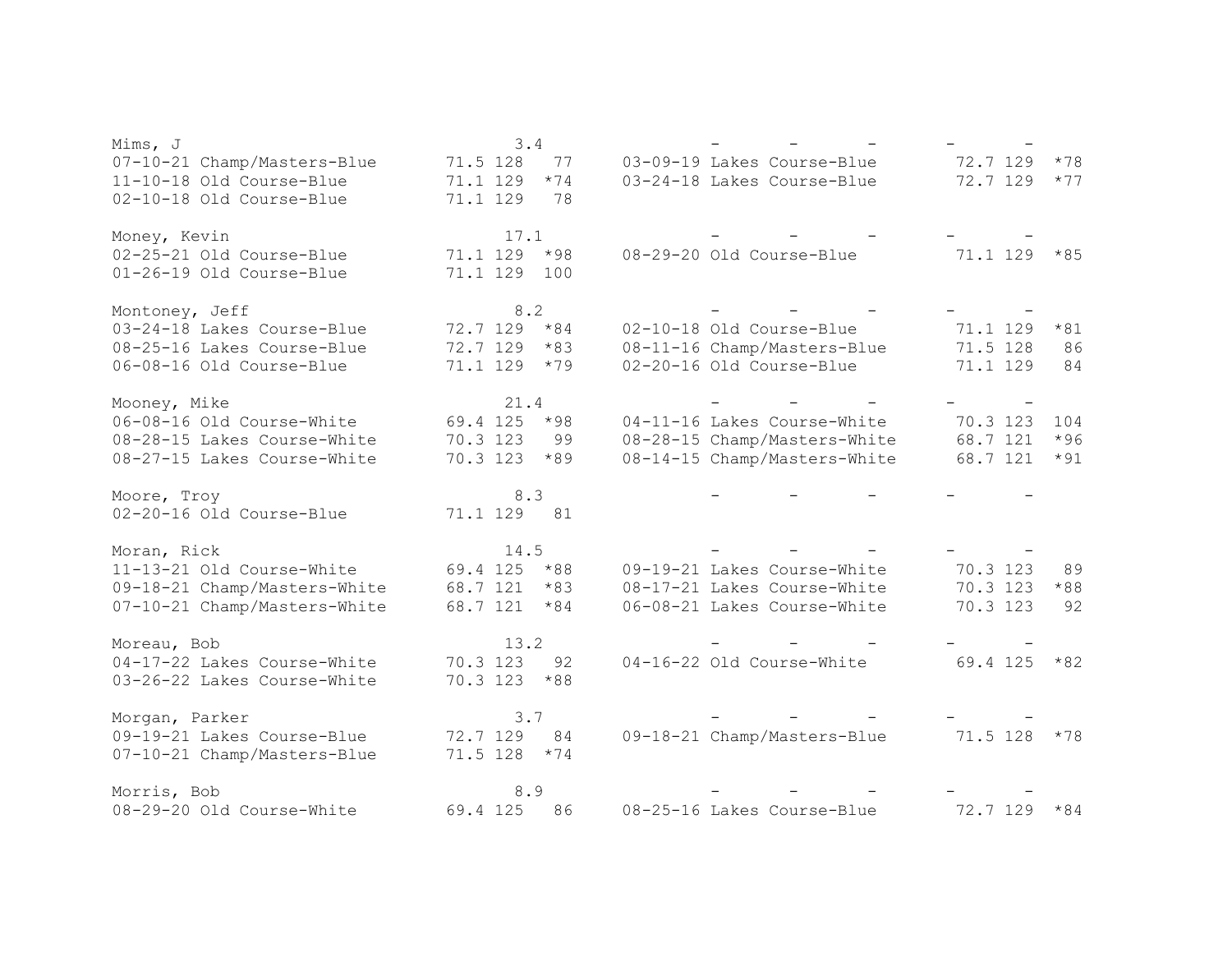```
Mims, J                           3.4              -       -       -        -       -
07-10-21 Champ/Masters-Blue     71.5 128   77     03-09-19 Lakes Course-Blue       72.7 129  *78
11-10-18 Old Course-Blue        71.1 129  *74     03-24-18 Lakes Course-Blue       72.7 129  *77
02-10-18 Old Course-Blue        71.1 129   78

Money, Kevin                     17.1              -       -       -        -       -
02-25-21 Old Course-Blue        71.1 129  *98     08-29-20 Old Course-Blue         71.1 129  *85
01-26-19 Old Course-Blue        71.1 129  100

Montoney, Jeff                    8.2              -       -       -        -       -
03-24-18 Lakes Course-Blue      72.7 129  *84     02-10-18 Old Course-Blue         71.1 129  *81
08-25-16 Lakes Course-Blue      72.7 129  *83     08-11-16 Champ/Masters-Blue      71.5 128   86
06-08-16 Old Course-Blue        71.1 129  *79     02-20-16 Old Course-Blue         71.1 129   84

Mooney, Mike                     21.4              -       -       -        -       -
06-08-16 Old Course-White       69.4 125  *98     04-11-16 Lakes Course-White      70.3 123  104
08-28-15 Lakes Course-White     70.3 123   99     08-28-15 Champ/Masters-White     68.7 121  *96
08-27-15 Lakes Course-White     70.3 123  *89     08-14-15 Champ/Masters-White     68.7 121  *91

Moore, Troy                       8.3              -       -       -        -       -
02-20-16 Old Course-Blue        71.1 129   81

Moran, Rick                      14.5              -       -       -        -       -
11-13-21 Old Course-White       69.4 125  *88     09-19-21 Lakes Course-White      70.3 123   89
09-18-21 Champ/Masters-White    68.7 121  *83     08-17-21 Lakes Course-White      70.3 123  *88
07-10-21 Champ/Masters-White    68.7 121  *84     06-08-21 Lakes Course-White      70.3 123   92

Moreau, Bob                      13.2              -       -       -        -       -
04-17-22 Lakes Course-White     70.3 123   92     04-16-22 Old Course-White        69.4 125  *82
03-26-22 Lakes Course-White     70.3 123  *88

Morgan, Parker                    3.7              -       -       -        -       -
09-19-21 Lakes Course-Blue      72.7 129   84     09-18-21 Champ/Masters-Blue      71.5 128  *78
07-10-21 Champ/Masters-Blue     71.5 128  *74

Morris, Bob                       8.9              -       -       -        -       -
08-29-20 Old Course-White       69.4 125   86     08-25-16 Lakes Course-Blue       72.7 129  *84
```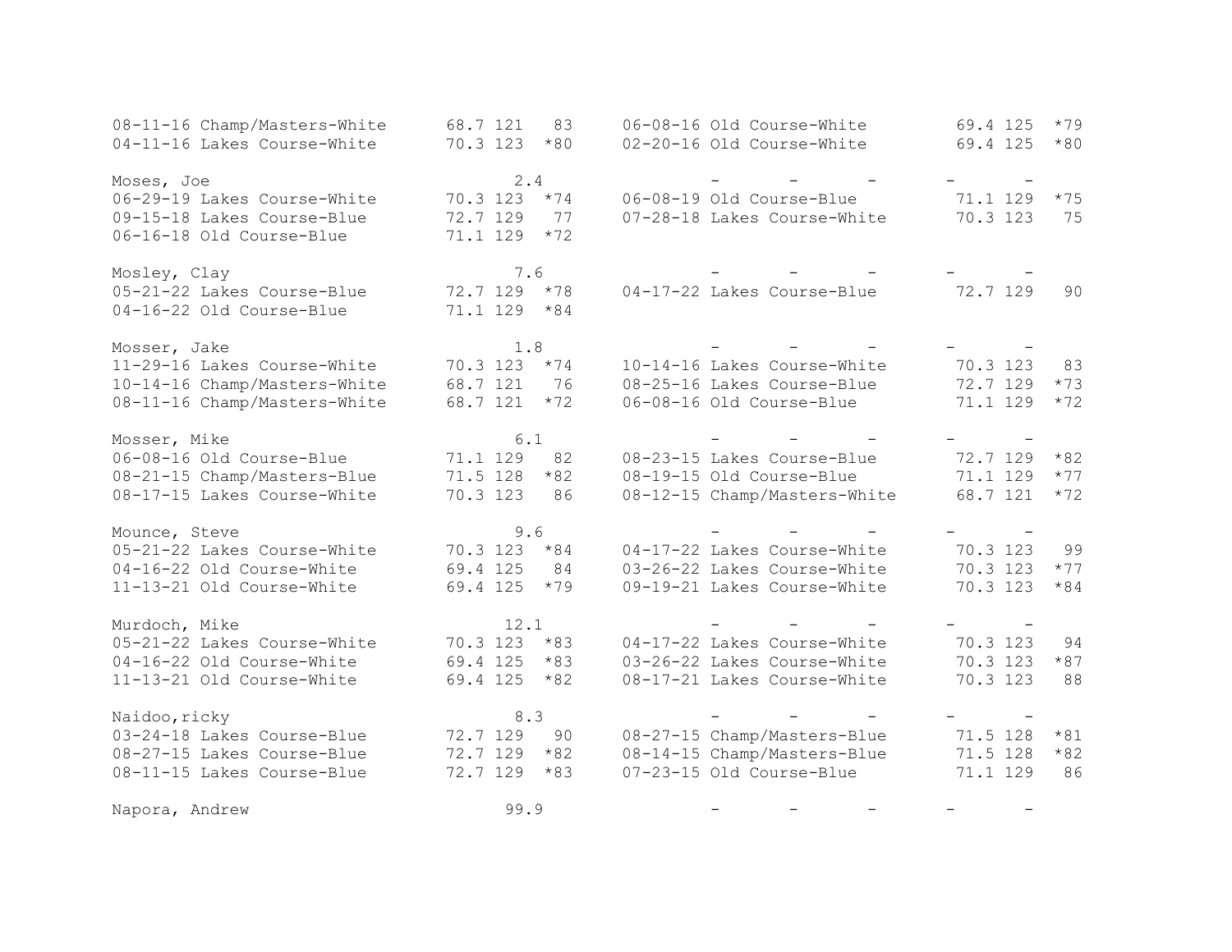```
08-11-16 Champ/Masters-White      68.7 121   83     06-08-16 Old Course-White         69.4 125  *79
04-11-16 Lakes Course-White       70.3 123  *80     02-20-16 Old Course-White         69.4 125  *80

Moses, Joe                           2.4                -       -       -          -       -
06-29-19 Lakes Course-White       70.3 123  *74     06-08-19 Old Course-Blue          71.1 129  *75
09-15-18 Lakes Course-Blue        72.7 129   77     07-28-18 Lakes Course-White       70.3 123   75
06-16-18 Old Course-Blue          71.1 129  *72

Mosley, Clay                         7.6                -       -       -          -       -
05-21-22 Lakes Course-Blue        72.7 129  *78     04-17-22 Lakes Course-Blue        72.7 129   90
04-16-22 Old Course-Blue          71.1 129  *84

Mosser, Jake                         1.8                -       -       -          -       -
11-29-16 Lakes Course-White       70.3 123  *74     10-14-16 Lakes Course-White       70.3 123   83
10-14-16 Champ/Masters-White      68.7 121   76     08-25-16 Lakes Course-Blue        72.7 129  *73
08-11-16 Champ/Masters-White      68.7 121  *72     06-08-16 Old Course-Blue          71.1 129  *72

Mosser, Mike                         6.1                -       -       -          -       -
06-08-16 Old Course-Blue          71.1 129   82     08-23-15 Lakes Course-Blue        72.7 129  *82
08-21-15 Champ/Masters-Blue       71.5 128  *82     08-19-15 Old Course-Blue          71.1 129  *77
08-17-15 Lakes Course-White       70.3 123   86     08-12-15 Champ/Masters-White      68.7 121  *72

Mounce, Steve                        9.6                -       -       -          -       -
05-21-22 Lakes Course-White       70.3 123  *84     04-17-22 Lakes Course-White       70.3 123   99
04-16-22 Old Course-White         69.4 125   84     03-26-22 Lakes Course-White       70.3 123  *77
11-13-21 Old Course-White         69.4 125  *79     09-19-21 Lakes Course-White       70.3 123  *84

Murdoch, Mike                       12.1                -       -       -          -       -
05-21-22 Lakes Course-White       70.3 123  *83     04-17-22 Lakes Course-White       70.3 123   94
04-16-22 Old Course-White         69.4 125  *83     03-26-22 Lakes Course-White       70.3 123  *87
11-13-21 Old Course-White         69.4 125  *82     08-17-21 Lakes Course-White       70.3 123   88

Naidoo,ricky                         8.3                -       -       -          -       -
03-24-18 Lakes Course-Blue        72.7 129   90     08-27-15 Champ/Masters-Blue       71.5 128  *81
08-27-15 Lakes Course-Blue        72.7 129  *82     08-14-15 Champ/Masters-Blue       71.5 128  *82
08-11-15 Lakes Course-Blue        72.7 129  *83     07-23-15 Old Course-Blue          71.1 129   86

Napora, Andrew                      99.9                -       -       -          -       -
```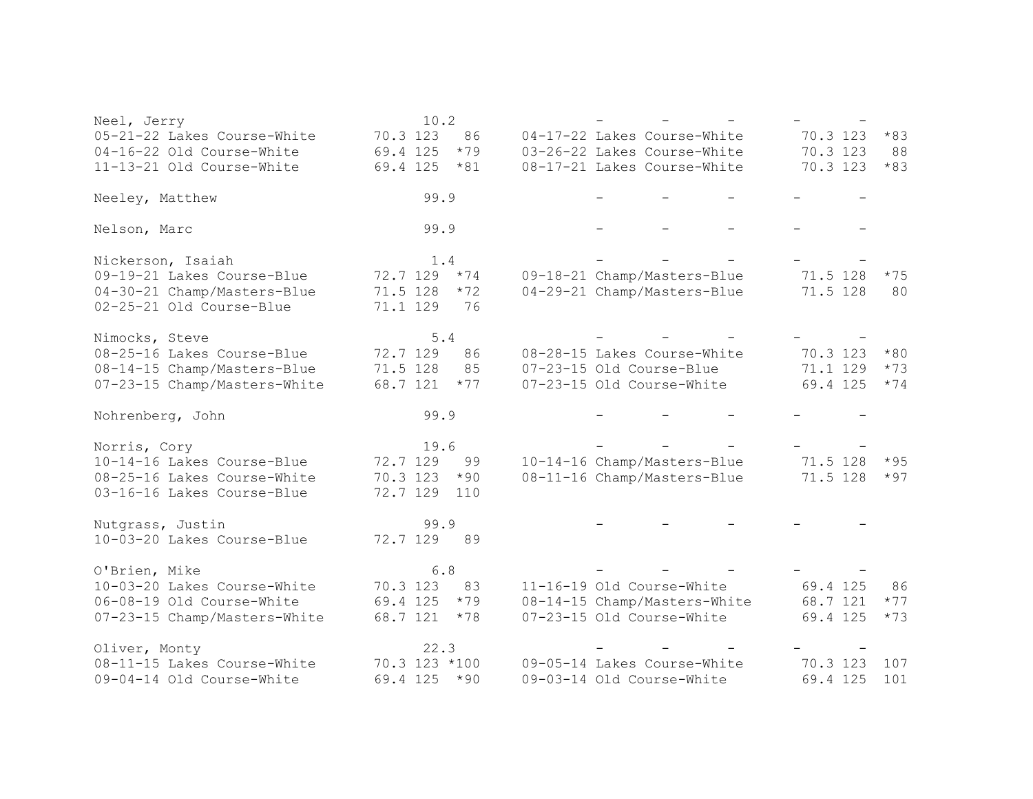```
Neel, Jerry                       10.2           -      -      -      -     -
05-21-22 Lakes Course-White     70.3 123   86    04-17-22 Lakes Course-White      70.3 123  *83
04-16-22 Old Course-White       69.4 125  *79    03-26-22 Lakes Course-White      70.3 123   88
11-13-21 Old Course-White       69.4 125  *81    08-17-21 Lakes Course-White      70.3 123  *83

Neeley, Matthew                   99.9           -      -      -      -     -

Nelson, Marc                      99.9           -      -      -      -     -

Nickerson, Isaiah                  1.4           -      -      -      -     -
09-19-21 Lakes Course-Blue      72.7 129  *74    09-18-21 Champ/Masters-Blue      71.5 128  *75
04-30-21 Champ/Masters-Blue     71.5 128  *72    04-29-21 Champ/Masters-Blue      71.5 128   80
02-25-21 Old Course-Blue        71.1 129   76

Nimocks, Steve                     5.4           -      -      -      -     -
08-25-16 Lakes Course-Blue      72.7 129   86    08-28-15 Lakes Course-White      70.3 123  *80
08-14-15 Champ/Masters-Blue     71.5 128   85    07-23-15 Old Course-Blue         71.1 129  *73
07-23-15 Champ/Masters-White    68.7 121  *77    07-23-15 Old Course-White        69.4 125  *74

Nohrenberg, John                  99.9           -      -      -      -     -

Norris, Cory                      19.6           -      -      -      -     -
10-14-16 Lakes Course-Blue      72.7 129   99    10-14-16 Champ/Masters-Blue      71.5 128  *95
08-25-16 Lakes Course-White     70.3 123  *90    08-11-16 Champ/Masters-Blue      71.5 128  *97
03-16-16 Lakes Course-Blue      72.7 129  110

Nutgrass, Justin                  99.9           -      -      -      -     -
10-03-20 Lakes Course-Blue      72.7 129   89

O'Brien, Mike                      6.8           -      -      -      -     -
10-03-20 Lakes Course-White     70.3 123   83    11-16-19 Old Course-White        69.4 125   86
06-08-19 Old Course-White       69.4 125  *79    08-14-15 Champ/Masters-White     68.7 121  *77
07-23-15 Champ/Masters-White    68.7 121  *78    07-23-15 Old Course-White        69.4 125  *73

Oliver, Monty                     22.3           -      -      -      -     -
08-11-15 Lakes Course-White     70.3 123 *100    09-05-14 Lakes Course-White      70.3 123  107
09-04-14 Old Course-White       69.4 125  *90    09-03-14 Old Course-White        69.4 125  101
```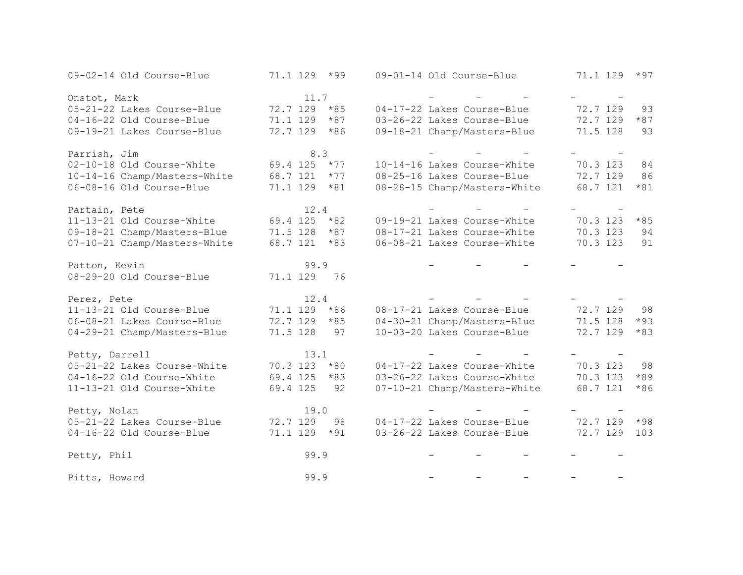```
09-02-14 Old Course-Blue         71.1 129  *99     09-01-14 Old Course-Blue         71.1 129  *97

Onstot, Mark                          11.7               -      -      -       -      -
05-21-22 Lakes Course-Blue       72.7 129  *85     04-17-22 Lakes Course-Blue       72.7 129   93
04-16-22 Old Course-Blue         71.1 129  *87     03-26-22 Lakes Course-Blue       72.7 129  *87
09-19-21 Lakes Course-Blue       72.7 129  *86     09-18-21 Champ/Masters-Blue      71.5 128   93

Parrish, Jim                           8.3               -      -      -       -      -
02-10-18 Old Course-White        69.4 125  *77     10-14-16 Lakes Course-White      70.3 123   84
10-14-16 Champ/Masters-White     68.7 121  *77     08-25-16 Lakes Course-Blue       72.7 129   86
06-08-16 Old Course-Blue         71.1 129  *81     08-28-15 Champ/Masters-White     68.7 121  *81

Partain, Pete                         12.4               -      -      -       -      -
11-13-21 Old Course-White        69.4 125  *82     09-19-21 Lakes Course-White      70.3 123  *85
09-18-21 Champ/Masters-Blue      71.5 128  *87     08-17-21 Lakes Course-White      70.3 123   94
07-10-21 Champ/Masters-White     68.7 121  *83     06-08-21 Lakes Course-White      70.3 123   91

Patton, Kevin                         99.9               -      -      -       -      -
08-29-20 Old Course-Blue         71.1 129   76

Perez, Pete                           12.4               -      -      -       -      -
11-13-21 Old Course-Blue         71.1 129  *86     08-17-21 Lakes Course-Blue       72.7 129   98
06-08-21 Lakes Course-Blue       72.7 129  *85     04-30-21 Champ/Masters-Blue      71.5 128  *93
04-29-21 Champ/Masters-Blue      71.5 128   97     10-03-20 Lakes Course-Blue       72.7 129  *83

Petty, Darrell                        13.1               -      -      -       -      -
05-21-22 Lakes Course-White      70.3 123  *80     04-17-22 Lakes Course-White      70.3 123   98
04-16-22 Old Course-White        69.4 125  *83     03-26-22 Lakes Course-White      70.3 123  *89
11-13-21 Old Course-White        69.4 125   92     07-10-21 Champ/Masters-White     68.7 121  *86

Petty, Nolan                          19.0               -      -      -       -      -
05-21-22 Lakes Course-Blue       72.7 129   98     04-17-22 Lakes Course-Blue       72.7 129  *98
04-16-22 Old Course-Blue         71.1 129  *91     03-26-22 Lakes Course-Blue       72.7 129  103

Petty, Phil                           99.9               -      -      -       -      -

Pitts, Howard                         99.9               -      -      -       -      -
```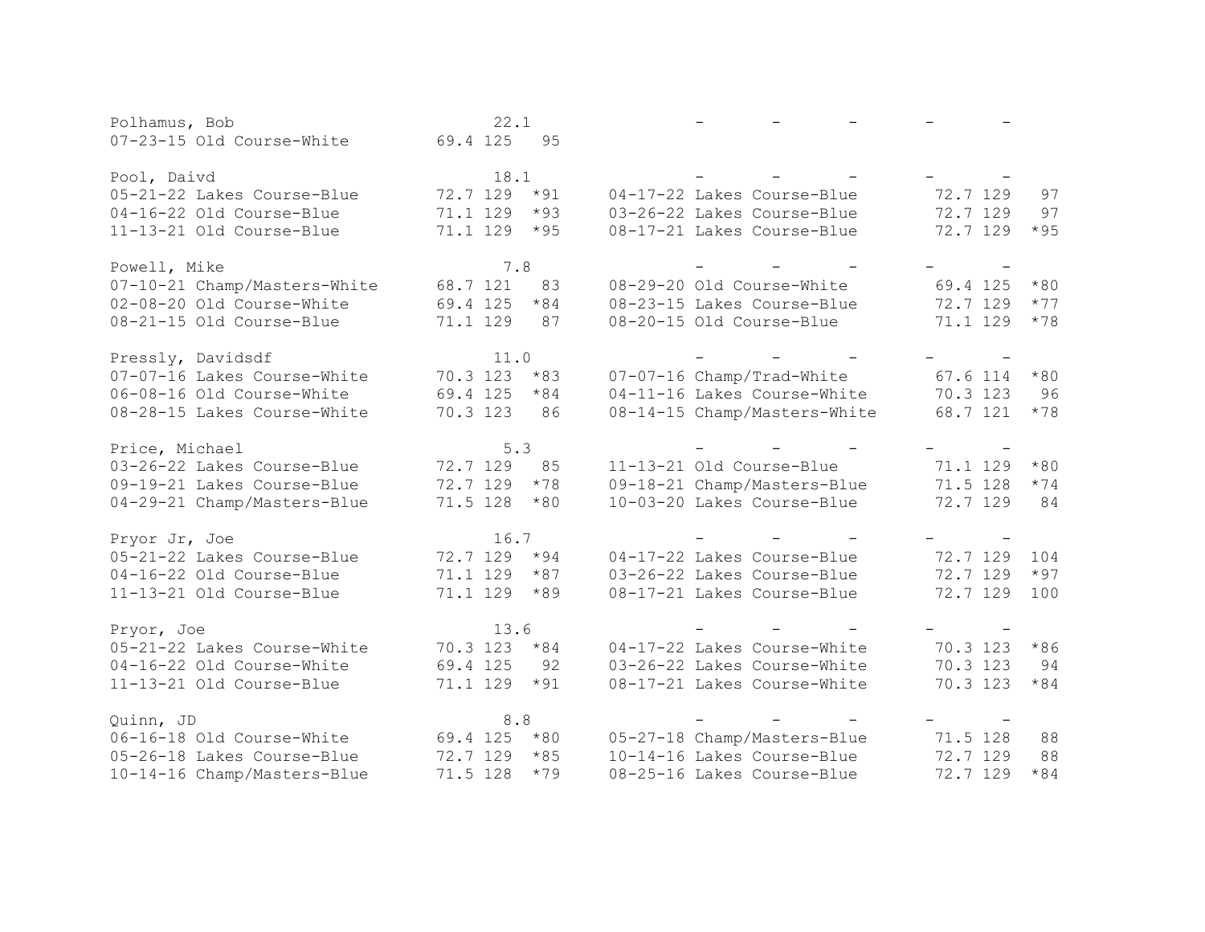```
Polhamus, Bob                       22.1              -       -       -       -       -
07-23-15 Old Course-White        69.4 125   95

Pool, Daivd                         18.1              -       -       -       -       -
05-21-22 Lakes Course-Blue       72.7 129  *91    04-17-22 Lakes Course-Blue        72.7 129   97
04-16-22 Old Course-Blue         71.1 129  *93    03-26-22 Lakes Course-Blue        72.7 129   97
11-13-21 Old Course-Blue         71.1 129  *95    08-17-21 Lakes Course-Blue        72.7 129  *95

Powell, Mike                         7.8              -       -       -       -       -
07-10-21 Champ/Masters-White     68.7 121   83    08-29-20 Old Course-White         69.4 125  *80
02-08-20 Old Course-White        69.4 125  *84    08-23-15 Lakes Course-Blue        72.7 129  *77
08-21-15 Old Course-Blue         71.1 129   87    08-20-15 Old Course-Blue          71.1 129  *78

Pressly, Davidsdf                   11.0              -       -       -       -       -
07-07-16 Lakes Course-White      70.3 123  *83    07-07-16 Champ/Trad-White         67.6 114  *80
06-08-16 Old Course-White        69.4 125  *84    04-11-16 Lakes Course-White       70.3 123   96
08-28-15 Lakes Course-White      70.3 123   86    08-14-15 Champ/Masters-White      68.7 121  *78

Price, Michael                       5.3              -       -       -       -       -
03-26-22 Lakes Course-Blue       72.7 129   85    11-13-21 Old Course-Blue          71.1 129  *80
09-19-21 Lakes Course-Blue       72.7 129  *78    09-18-21 Champ/Masters-Blue       71.5 128  *74
04-29-21 Champ/Masters-Blue      71.5 128  *80    10-03-20 Lakes Course-Blue        72.7 129   84

Pryor Jr, Joe                       16.7              -       -       -       -       -
05-21-22 Lakes Course-Blue       72.7 129  *94    04-17-22 Lakes Course-Blue        72.7 129  104
04-16-22 Old Course-Blue         71.1 129  *87    03-26-22 Lakes Course-Blue        72.7 129  *97
11-13-21 Old Course-Blue         71.1 129  *89    08-17-21 Lakes Course-Blue        72.7 129  100

Pryor, Joe                          13.6              -       -       -       -       -
05-21-22 Lakes Course-White      70.3 123  *84    04-17-22 Lakes Course-White       70.3 123  *86
04-16-22 Old Course-White        69.4 125   92    03-26-22 Lakes Course-White       70.3 123   94
11-13-21 Old Course-Blue         71.1 129  *91    08-17-21 Lakes Course-White       70.3 123  *84

Quinn, JD                            8.8              -       -       -       -       -
06-16-18 Old Course-White        69.4 125  *80    05-27-18 Champ/Masters-Blue       71.5 128   88
05-26-18 Lakes Course-Blue       72.7 129  *85    10-14-16 Lakes Course-Blue        72.7 129   88
10-14-16 Champ/Masters-Blue      71.5 128  *79    08-25-16 Lakes Course-Blue        72.7 129  *84
```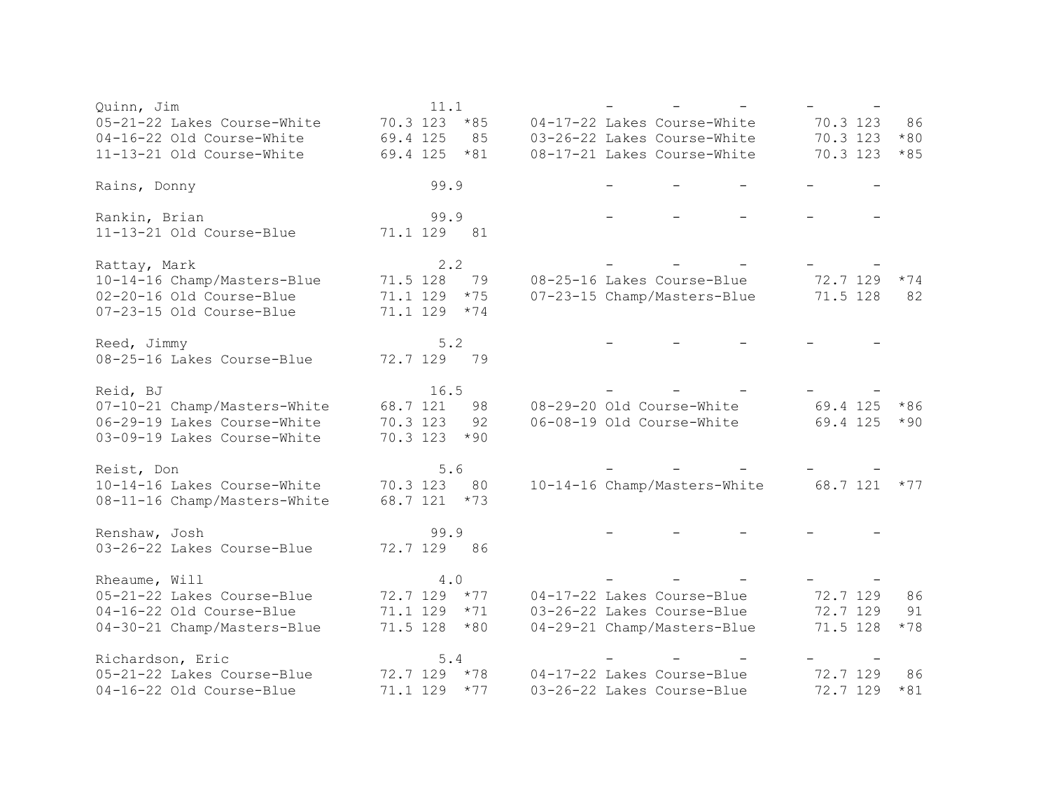```
Quinn, Jim                         11.1             -      -      -      -     -
05-21-22 Lakes Course-White      70.3 123  *85     04-17-22 Lakes Course-White       70.3 123   86
04-16-22 Old Course-White        69.4 125   85     03-26-22 Lakes Course-White       70.3 123  *80
11-13-21 Old Course-White        69.4 125  *81     08-17-21 Lakes Course-White       70.3 123  *85

Rains, Donny                       99.9             -      -      -      -     -

Rankin, Brian                      99.9             -      -      -      -     -
11-13-21 Old Course-Blue         71.1 129   81

Rattay, Mark                        2.2             -      -      -      -     -
10-14-16 Champ/Masters-Blue      71.5 128   79     08-25-16 Lakes Course-Blue        72.7 129  *74
02-20-16 Old Course-Blue         71.1 129  *75     07-23-15 Champ/Masters-Blue       71.5 128   82
07-23-15 Old Course-Blue         71.1 129  *74

Reed, Jimmy                         5.2             -      -      -      -     -
08-25-16 Lakes Course-Blue       72.7 129   79

Reid, BJ                           16.5             -      -      -      -     -
07-10-21 Champ/Masters-White     68.7 121   98     08-29-20 Old Course-White         69.4 125  *86
06-29-19 Lakes Course-White      70.3 123   92     06-08-19 Old Course-White         69.4 125  *90
03-09-19 Lakes Course-White      70.3 123  *90

Reist, Don                          5.6             -      -      -      -     -
10-14-16 Lakes Course-White      70.3 123   80     10-14-16 Champ/Masters-White      68.7 121  *77
08-11-16 Champ/Masters-White     68.7 121  *73

Renshaw, Josh                      99.9             -      -      -      -     -
03-26-22 Lakes Course-Blue       72.7 129   86

Rheaume, Will                       4.0             -      -      -      -     -
05-21-22 Lakes Course-Blue       72.7 129  *77     04-17-22 Lakes Course-Blue        72.7 129   86
04-16-22 Old Course-Blue         71.1 129  *71     03-26-22 Lakes Course-Blue        72.7 129   91
04-30-21 Champ/Masters-Blue      71.5 128  *80     04-29-21 Champ/Masters-Blue       71.5 128  *78

Richardson, Eric                    5.4             -      -      -      -     -
05-21-22 Lakes Course-Blue       72.7 129  *78     04-17-22 Lakes Course-Blue        72.7 129   86
04-16-22 Old Course-Blue         71.1 129  *77     03-26-22 Lakes Course-Blue        72.7 129  *81
```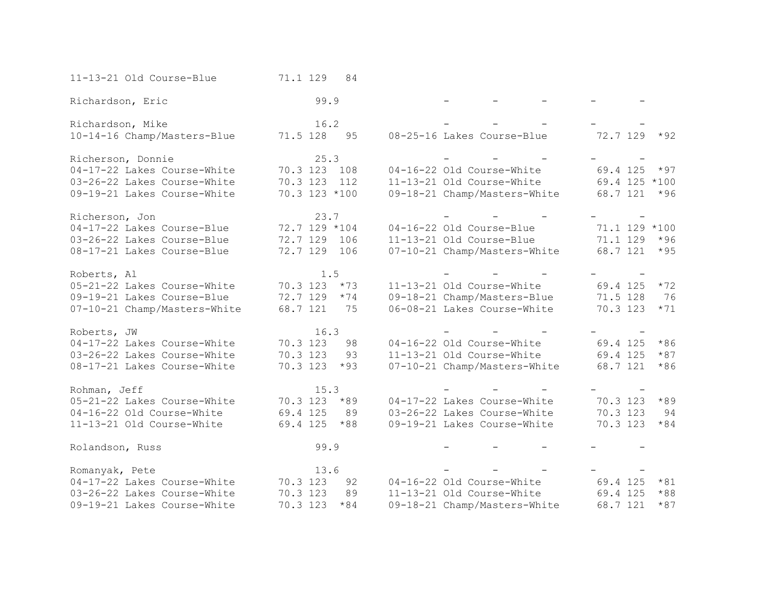```
11-13-21 Old Course-Blue          71.1 129   84

Richardson, Eric                       99.9                -       -       -       -       -

Richardson, Mike                       16.2                -       -       -       -       -
10-14-16 Champ/Masters-Blue       71.5 128   95     08-25-16 Lakes Course-Blue        72.7 129  *92

Richerson, Donnie                      25.3                -       -       -       -       -
04-17-22 Lakes Course-White       70.3 123  108     04-16-22 Old Course-White         69.4 125  *97
03-26-22 Lakes Course-White       70.3 123  112     11-13-21 Old Course-White         69.4 125 *100
09-19-21 Lakes Course-White       70.3 123 *100     09-18-21 Champ/Masters-White      68.7 121  *96

Richerson, Jon                         23.7                -       -       -       -       -
04-17-22 Lakes Course-Blue        72.7 129 *104     04-16-22 Old Course-Blue          71.1 129 *100
03-26-22 Lakes Course-Blue        72.7 129  106     11-13-21 Old Course-Blue          71.1 129  *96
08-17-21 Lakes Course-Blue        72.7 129  106     07-10-21 Champ/Masters-White      68.7 121  *95

Roberts, Al                             1.5                -       -       -       -       -
05-21-22 Lakes Course-White       70.3 123  *73     11-13-21 Old Course-White         69.4 125  *72
09-19-21 Lakes Course-Blue        72.7 129  *74     09-18-21 Champ/Masters-Blue       71.5 128   76
07-10-21 Champ/Masters-White      68.7 121   75     06-08-21 Lakes Course-White       70.3 123  *71

Roberts, JW                            16.3                -       -       -       -       -
04-17-22 Lakes Course-White       70.3 123   98     04-16-22 Old Course-White         69.4 125  *86
03-26-22 Lakes Course-White       70.3 123   93     11-13-21 Old Course-White         69.4 125  *87
08-17-21 Lakes Course-White       70.3 123  *93     07-10-21 Champ/Masters-White      68.7 121  *86

Rohman, Jeff                           15.3                -       -       -       -       -
05-21-22 Lakes Course-White       70.3 123  *89     04-17-22 Lakes Course-White       70.3 123  *89
04-16-22 Old Course-White         69.4 125   89     03-26-22 Lakes Course-White       70.3 123   94
11-13-21 Old Course-White         69.4 125  *88     09-19-21 Lakes Course-White       70.3 123  *84

Rolandson, Russ                        99.9                -       -       -       -       -

Romanyak, Pete                         13.6                -       -       -       -       -
04-17-22 Lakes Course-White       70.3 123   92     04-16-22 Old Course-White         69.4 125  *81
03-26-22 Lakes Course-White       70.3 123   89     11-13-21 Old Course-White         69.4 125  *88
09-19-21 Lakes Course-White       70.3 123  *84     09-18-21 Champ/Masters-White      68.7 121  *87
```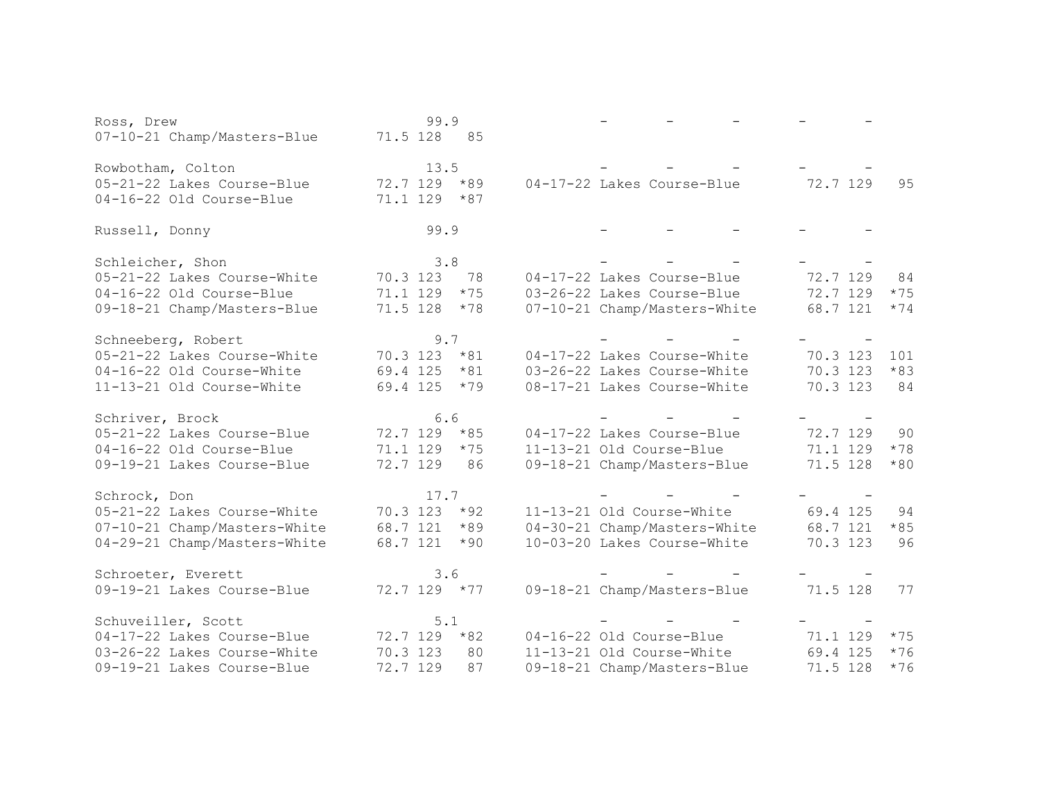```
Ross, Drew                          99.9              -       -       -       -       -
07-10-21 Champ/Masters-Blue      71.5 128   85

Rowbotham, Colton                   13.5              -       -       -       -       -
05-21-22 Lakes Course-Blue       72.7 129  *89    04-17-22 Lakes Course-Blue       72.7 129   95
04-16-22 Old Course-Blue         71.1 129  *87

Russell, Donny                      99.9              -       -       -       -       -

Schleicher, Shon                     3.8              -       -       -       -       -
05-21-22 Lakes Course-White      70.3 123   78    04-17-22 Lakes Course-Blue       72.7 129   84
04-16-22 Old Course-Blue         71.1 129  *75    03-26-22 Lakes Course-Blue       72.7 129  *75
09-18-21 Champ/Masters-Blue      71.5 128  *78    07-10-21 Champ/Masters-White     68.7 121  *74

Schneeberg, Robert                   9.7              -       -       -       -       -
05-21-22 Lakes Course-White      70.3 123  *81    04-17-22 Lakes Course-White      70.3 123  101
04-16-22 Old Course-White        69.4 125  *81    03-26-22 Lakes Course-White      70.3 123  *83
11-13-21 Old Course-White        69.4 125  *79    08-17-21 Lakes Course-White      70.3 123   84

Schriver, Brock                      6.6              -       -       -       -       -
05-21-22 Lakes Course-Blue       72.7 129  *85    04-17-22 Lakes Course-Blue       72.7 129   90
04-16-22 Old Course-Blue         71.1 129  *75    11-13-21 Old Course-Blue         71.1 129  *78
09-19-21 Lakes Course-Blue       72.7 129   86    09-18-21 Champ/Masters-Blue      71.5 128  *80

Schrock, Don                        17.7              -       -       -       -       -
05-21-22 Lakes Course-White      70.3 123  *92    11-13-21 Old Course-White        69.4 125   94
07-10-21 Champ/Masters-White     68.7 121  *89    04-30-21 Champ/Masters-White     68.7 121  *85
04-29-21 Champ/Masters-White     68.7 121  *90    10-03-20 Lakes Course-White      70.3 123   96

Schroeter, Everett                   3.6              -       -       -       -       -
09-19-21 Lakes Course-Blue       72.7 129  *77    09-18-21 Champ/Masters-Blue      71.5 128   77

Schuveiller, Scott                   5.1              -       -       -       -       -
04-17-22 Lakes Course-Blue       72.7 129  *82    04-16-22 Old Course-Blue         71.1 129  *75
03-26-22 Lakes Course-White      70.3 123   80    11-13-21 Old Course-White        69.4 125  *76
09-19-21 Lakes Course-Blue       72.7 129   87    09-18-21 Champ/Masters-Blue      71.5 128  *76
```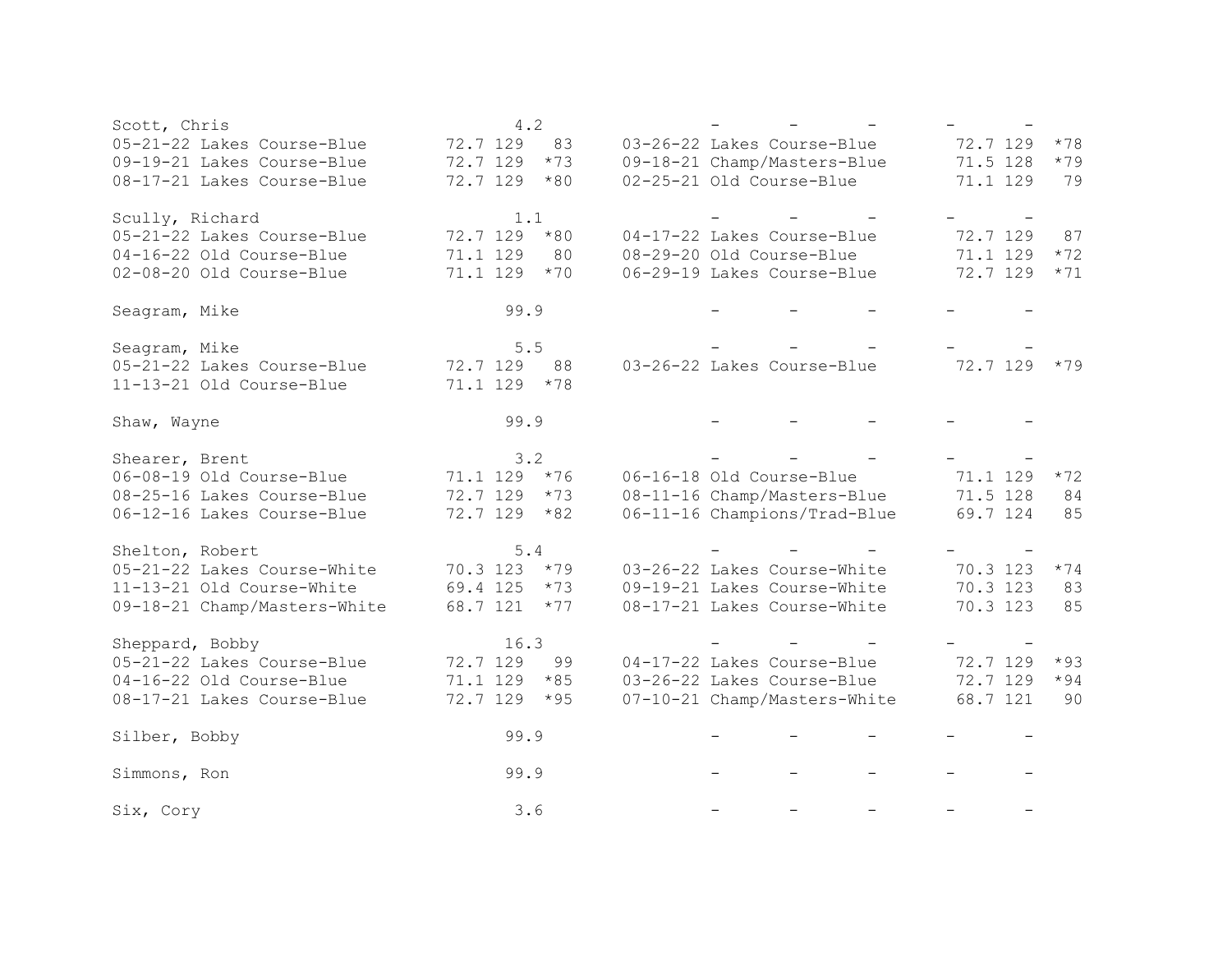| | | | |
|---|---|---|---|
| **Scott, Chris** | 4.2 | - - - | - - |
| 05-21-22 Lakes Course-Blue | 72.7 129 83 | 03-26-22 Lakes Course-Blue | 72.7 129 *78 |
| 09-19-21 Lakes Course-Blue | 72.7 129 *73 | 09-18-21 Champ/Masters-Blue | 71.5 128 *79 |
| 08-17-21 Lakes Course-Blue | 72.7 129 *80 | 02-25-21 Old Course-Blue | 71.1 129 79 |
| **Scully, Richard** | 1.1 | - - - | - - |
| 05-21-22 Lakes Course-Blue | 72.7 129 *80 | 04-17-22 Lakes Course-Blue | 72.7 129 87 |
| 04-16-22 Old Course-Blue | 71.1 129 80 | 08-29-20 Old Course-Blue | 71.1 129 *72 |
| 02-08-20 Old Course-Blue | 71.1 129 *70 | 06-29-19 Lakes Course-Blue | 72.7 129 *71 |
| **Seagram, Mike** | 99.9 | - - - | - - |
| **Seagram, Mike** | 5.5 | - - - | - - |
| 05-21-22 Lakes Course-Blue | 72.7 129 88 | 03-26-22 Lakes Course-Blue | 72.7 129 *79 |
| 11-13-21 Old Course-Blue | 71.1 129 *78 | | |
| **Shaw, Wayne** | 99.9 | - - - | - - |
| **Shearer, Brent** | 3.2 | - - - | - - |
| 06-08-19 Old Course-Blue | 71.1 129 *76 | 06-16-18 Old Course-Blue | 71.1 129 *72 |
| 08-25-16 Lakes Course-Blue | 72.7 129 *73 | 08-11-16 Champ/Masters-Blue | 71.5 128 84 |
| 06-12-16 Lakes Course-Blue | 72.7 129 *82 | 06-11-16 Champions/Trad-Blue | 69.7 124 85 |
| **Shelton, Robert** | 5.4 | - - - | - - |
| 05-21-22 Lakes Course-White | 70.3 123 *79 | 03-26-22 Lakes Course-White | 70.3 123 *74 |
| 11-13-21 Old Course-White | 69.4 125 *73 | 09-19-21 Lakes Course-White | 70.3 123 83 |
| 09-18-21 Champ/Masters-White | 68.7 121 *77 | 08-17-21 Lakes Course-White | 70.3 123 85 |
| **Sheppard, Bobby** | 16.3 | - - - | - - |
| 05-21-22 Lakes Course-Blue | 72.7 129 99 | 04-17-22 Lakes Course-Blue | 72.7 129 *93 |
| 04-16-22 Old Course-Blue | 71.1 129 *85 | 03-26-22 Lakes Course-Blue | 72.7 129 *94 |
| 08-17-21 Lakes Course-Blue | 72.7 129 *95 | 07-10-21 Champ/Masters-White | 68.7 121 90 |
| **Silber, Bobby** | 99.9 | - - - | - - |
| **Simmons, Ron** | 99.9 | - - - | - - |
| **Six, Cory** | 3.6 | - - - | - - |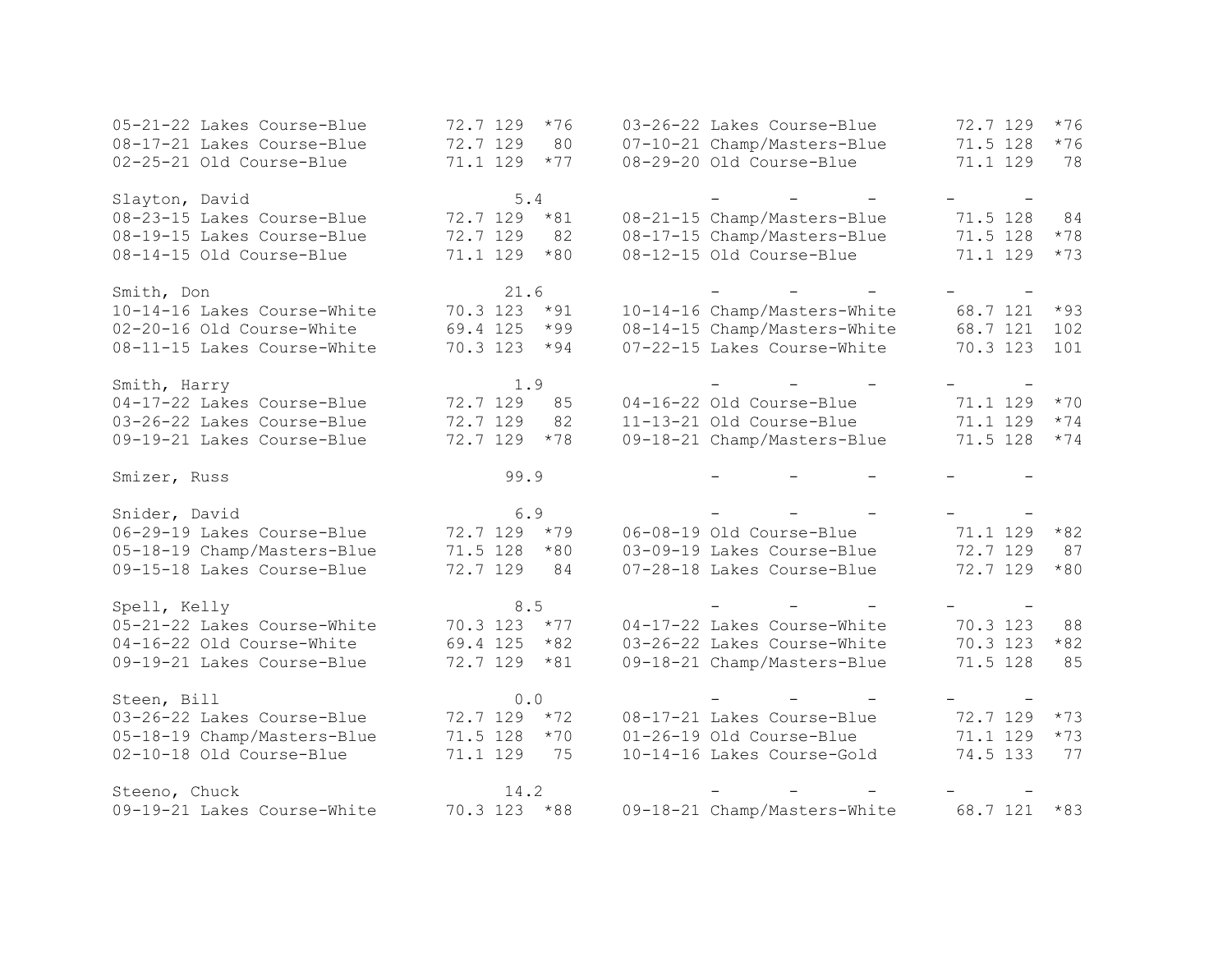```
05-21-22 Lakes Course-Blue        72.7 129  *76     03-26-22 Lakes Course-Blue        72.7 129  *76
08-17-21 Lakes Course-Blue        72.7 129   80     07-10-21 Champ/Masters-Blue       71.5 128  *76
02-25-21 Old Course-Blue          71.1 129  *77     08-29-20 Old Course-Blue          71.1 129   78

Slayton, David                      5.4                 -      -      -        -      -
08-23-15 Lakes Course-Blue        72.7 129  *81     08-21-15 Champ/Masters-Blue       71.5 128   84
08-19-15 Lakes Course-Blue        72.7 129   82     08-17-15 Champ/Masters-Blue       71.5 128  *78
08-14-15 Old Course-Blue          71.1 129  *80     08-12-15 Old Course-Blue          71.1 129  *73

Smith, Don                         21.6                 -      -      -        -      -
10-14-16 Lakes Course-White       70.3 123  *91     10-14-16 Champ/Masters-White      68.7 121  *93
02-20-16 Old Course-White         69.4 125  *99     08-14-15 Champ/Masters-White      68.7 121  102
08-11-15 Lakes Course-White       70.3 123  *94     07-22-15 Lakes Course-White       70.3 123  101

Smith, Harry                        1.9                 -      -      -        -      -
04-17-22 Lakes Course-Blue        72.7 129   85     04-16-22 Old Course-Blue          71.1 129  *70
03-26-22 Lakes Course-Blue        72.7 129   82     11-13-21 Old Course-Blue          71.1 129  *74
09-19-21 Lakes Course-Blue        72.7 129  *78     09-18-21 Champ/Masters-Blue       71.5 128  *74

Smizer, Russ                       99.9                 -      -      -        -      -

Snider, David                       6.9                 -      -      -        -      -
06-29-19 Lakes Course-Blue        72.7 129  *79     06-08-19 Old Course-Blue          71.1 129  *82
05-18-19 Champ/Masters-Blue       71.5 128  *80     03-09-19 Lakes Course-Blue        72.7 129   87
09-15-18 Lakes Course-Blue        72.7 129   84     07-28-18 Lakes Course-Blue        72.7 129  *80

Spell, Kelly                        8.5                 -      -      -        -      -
05-21-22 Lakes Course-White       70.3 123  *77     04-17-22 Lakes Course-White       70.3 123   88
04-16-22 Old Course-White         69.4 125  *82     03-26-22 Lakes Course-White       70.3 123  *82
09-19-21 Lakes Course-Blue        72.7 129  *81     09-18-21 Champ/Masters-Blue       71.5 128   85

Steen, Bill                         0.0                 -      -      -        -      -
03-26-22 Lakes Course-Blue        72.7 129  *72     08-17-21 Lakes Course-Blue        72.7 129  *73
05-18-19 Champ/Masters-Blue       71.5 128  *70     01-26-19 Old Course-Blue          71.1 129  *73
02-10-18 Old Course-Blue          71.1 129   75     10-14-16 Lakes Course-Gold        74.5 133   77

Steeno, Chuck                      14.2                 -      -      -        -      -
09-19-21 Lakes Course-White       70.3 123  *88     09-18-21 Champ/Masters-White      68.7 121  *83
```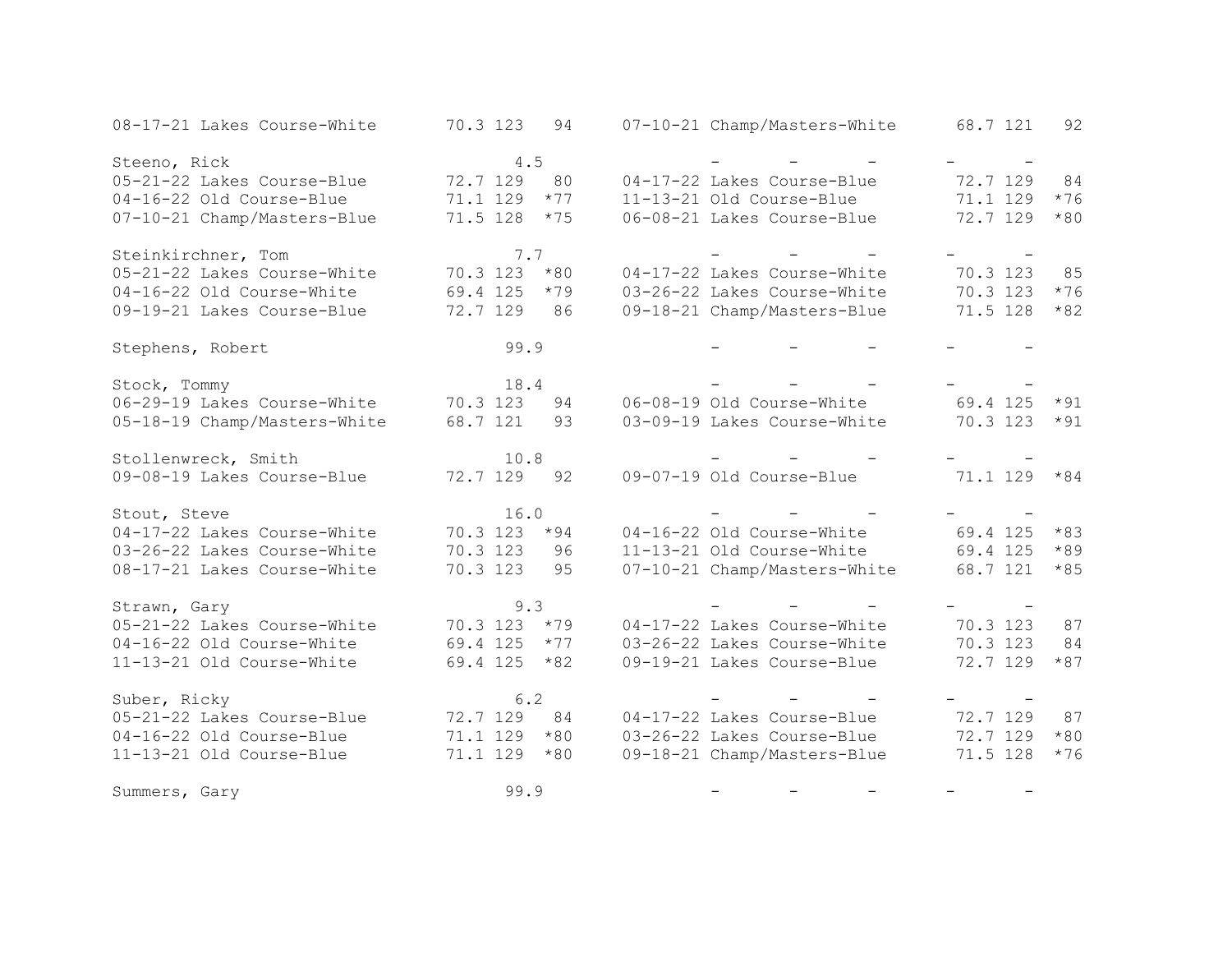```
08-17-21 Lakes Course-White       70.3 123   94     07-10-21 Champ/Masters-White      68.7 121   92

Steeno, Rick                           4.5                -       -       -        -       -
05-21-22 Lakes Course-Blue        72.7 129   80     04-17-22 Lakes Course-Blue        72.7 129   84
04-16-22 Old Course-Blue          71.1 129  *77     11-13-21 Old Course-Blue          71.1 129  *76
07-10-21 Champ/Masters-Blue       71.5 128  *75     06-08-21 Lakes Course-Blue        72.7 129  *80

Steinkirchner, Tom                     7.7                -       -       -        -       -
05-21-22 Lakes Course-White       70.3 123  *80     04-17-22 Lakes Course-White       70.3 123   85
04-16-22 Old Course-White         69.4 125  *79     03-26-22 Lakes Course-White       70.3 123  *76
09-19-21 Lakes Course-Blue        72.7 129   86     09-18-21 Champ/Masters-Blue       71.5 128  *82

Stephens, Robert                      99.9                -       -       -        -       -

Stock, Tommy                          18.4                -       -       -        -       -
06-29-19 Lakes Course-White       70.3 123   94     06-08-19 Old Course-White         69.4 125  *91
05-18-19 Champ/Masters-White      68.7 121   93     03-09-19 Lakes Course-White       70.3 123  *91

Stollenwreck, Smith                   10.8                -       -       -        -       -
09-08-19 Lakes Course-Blue        72.7 129   92     09-07-19 Old Course-Blue          71.1 129  *84

Stout, Steve                          16.0                -       -       -        -       -
04-17-22 Lakes Course-White       70.3 123  *94     04-16-22 Old Course-White         69.4 125  *83
03-26-22 Lakes Course-White       70.3 123   96     11-13-21 Old Course-White         69.4 125  *89
08-17-21 Lakes Course-White       70.3 123   95     07-10-21 Champ/Masters-White      68.7 121  *85

Strawn, Gary                           9.3                -       -       -        -       -
05-21-22 Lakes Course-White       70.3 123  *79     04-17-22 Lakes Course-White       70.3 123   87
04-16-22 Old Course-White         69.4 125  *77     03-26-22 Lakes Course-White       70.3 123   84
11-13-21 Old Course-White         69.4 125  *82     09-19-21 Lakes Course-Blue        72.7 129  *87

Suber, Ricky                           6.2                -       -       -        -       -
05-21-22 Lakes Course-Blue        72.7 129   84     04-17-22 Lakes Course-Blue        72.7 129   87
04-16-22 Old Course-Blue          71.1 129  *80     03-26-22 Lakes Course-Blue        72.7 129  *80
11-13-21 Old Course-Blue          71.1 129  *80     09-18-21 Champ/Masters-Blue       71.5 128  *76

Summers, Gary                         99.9                -       -       -        -       -
```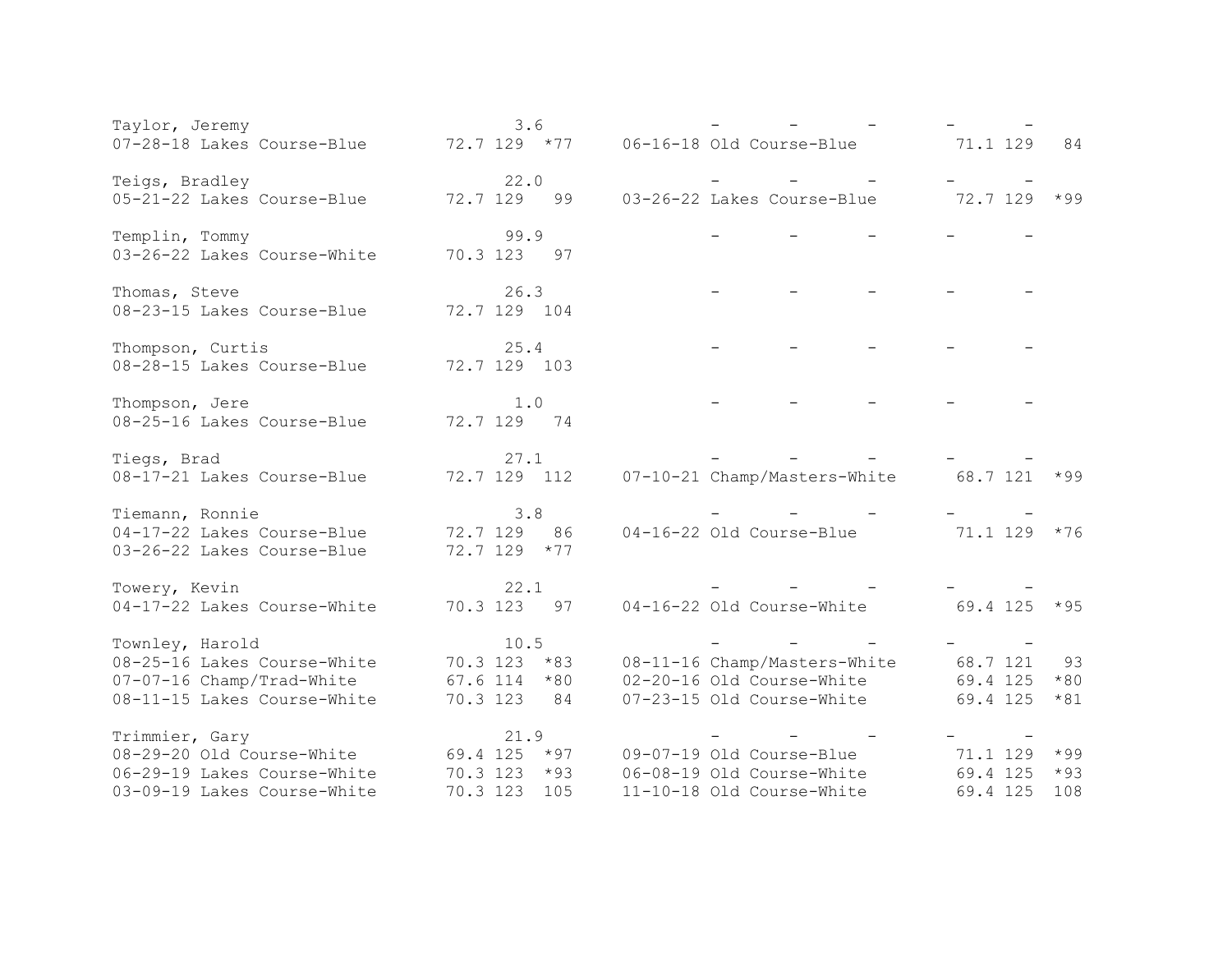```
Taylor, Jeremy                    3.6              -       -       -       -      -
07-28-18 Lakes Course-Blue      72.7 129  *77     06-16-18 Old Course-Blue          71.1 129   84

Teigs, Bradley                   22.0              -       -       -       -      -
05-21-22 Lakes Course-Blue      72.7 129   99     03-26-22 Lakes Course-Blue        72.7 129  *99

Templin, Tommy                   99.9              -       -       -       -      -
03-26-22 Lakes Course-White     70.3 123   97

Thomas, Steve                    26.3              -       -       -       -      -
08-23-15 Lakes Course-Blue      72.7 129  104

Thompson, Curtis                 25.4              -       -       -       -      -
08-28-15 Lakes Course-Blue      72.7 129  103

Thompson, Jere                    1.0              -       -       -       -      -
08-25-16 Lakes Course-Blue      72.7 129   74

Tiegs, Brad                      27.1              -       -       -       -      -
08-17-21 Lakes Course-Blue      72.7 129  112     07-10-21 Champ/Masters-White      68.7 121  *99

Tiemann, Ronnie                   3.8              -       -       -       -      -
04-17-22 Lakes Course-Blue      72.7 129   86     04-16-22 Old Course-Blue          71.1 129  *76
03-26-22 Lakes Course-Blue      72.7 129  *77

Towery, Kevin                    22.1              -       -       -       -      -
04-17-22 Lakes Course-White     70.3 123   97     04-16-22 Old Course-White         69.4 125  *95

Townley, Harold                  10.5              -       -       -       -      -
08-25-16 Lakes Course-White     70.3 123  *83     08-11-16 Champ/Masters-White      68.7 121   93
07-07-16 Champ/Trad-White       67.6 114  *80     02-20-16 Old Course-White         69.4 125  *80
08-11-15 Lakes Course-White     70.3 123   84     07-23-15 Old Course-White         69.4 125  *81

Trimmier, Gary                   21.9              -       -       -       -      -
08-29-20 Old Course-White       69.4 125  *97     09-07-19 Old Course-Blue          71.1 129  *99
06-29-19 Lakes Course-White     70.3 123  *93     06-08-19 Old Course-White         69.4 125  *93
03-09-19 Lakes Course-White     70.3 123  105     11-10-18 Old Course-White         69.4 125  108
```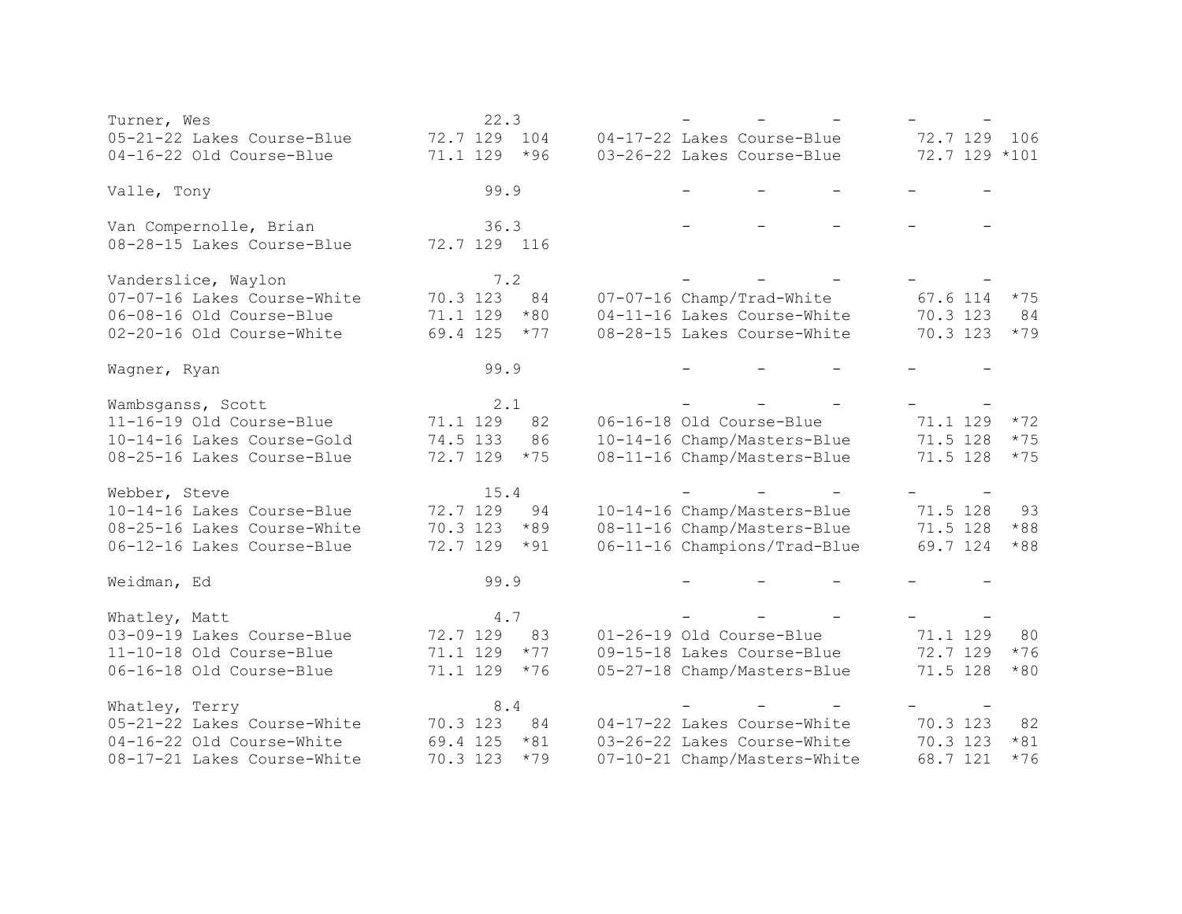```
Turner, Wes                        22.3            -      -      -      -     -
05-21-22 Lakes Course-Blue       72.7 129  104    04-17-22 Lakes Course-Blue       72.7 129  106
04-16-22 Old Course-Blue         71.1 129  *96    03-26-22 Lakes Course-Blue       72.7 129 *101

Valle, Tony                        99.9            -      -      -      -     -

Van Compernolle, Brian             36.3            -      -      -      -     -
08-28-15 Lakes Course-Blue       72.7 129  116

Vanderslice, Waylon                 7.2            -      -      -      -     -
07-07-16 Lakes Course-White      70.3 123   84    07-07-16 Champ/Trad-White        67.6 114  *75
06-08-16 Old Course-Blue         71.1 129  *80    04-11-16 Lakes Course-White      70.3 123   84
02-20-16 Old Course-White        69.4 125  *77    08-28-15 Lakes Course-White      70.3 123  *79

Wagner, Ryan                       99.9            -      -      -      -     -

Wambsganss, Scott                   2.1            -      -      -      -     -
11-16-19 Old Course-Blue         71.1 129   82    06-16-18 Old Course-Blue         71.1 129  *72
10-14-16 Lakes Course-Gold       74.5 133   86    10-14-16 Champ/Masters-Blue      71.5 128  *75
08-25-16 Lakes Course-Blue       72.7 129  *75    08-11-16 Champ/Masters-Blue      71.5 128  *75

Webber, Steve                      15.4            -      -      -      -     -
10-14-16 Lakes Course-Blue       72.7 129   94    10-14-16 Champ/Masters-Blue      71.5 128   93
08-25-16 Lakes Course-White      70.3 123  *89    08-11-16 Champ/Masters-Blue      71.5 128  *88
06-12-16 Lakes Course-Blue       72.7 129  *91    06-11-16 Champions/Trad-Blue     69.7 124  *88

Weidman, Ed                        99.9            -      -      -      -     -

Whatley, Matt                       4.7            -      -      -      -     -
03-09-19 Lakes Course-Blue       72.7 129   83    01-26-19 Old Course-Blue         71.1 129   80
11-10-18 Old Course-Blue         71.1 129  *77    09-15-18 Lakes Course-Blue       72.7 129  *76
06-16-18 Old Course-Blue         71.1 129  *76    05-27-18 Champ/Masters-Blue      71.5 128  *80

Whatley, Terry                      8.4            -      -      -      -     -
05-21-22 Lakes Course-White      70.3 123   84    04-17-22 Lakes Course-White      70.3 123   82
04-16-22 Old Course-White        69.4 125  *81    03-26-22 Lakes Course-White      70.3 123  *81
08-17-21 Lakes Course-White      70.3 123  *79    07-10-21 Champ/Masters-White     68.7 121  *76
```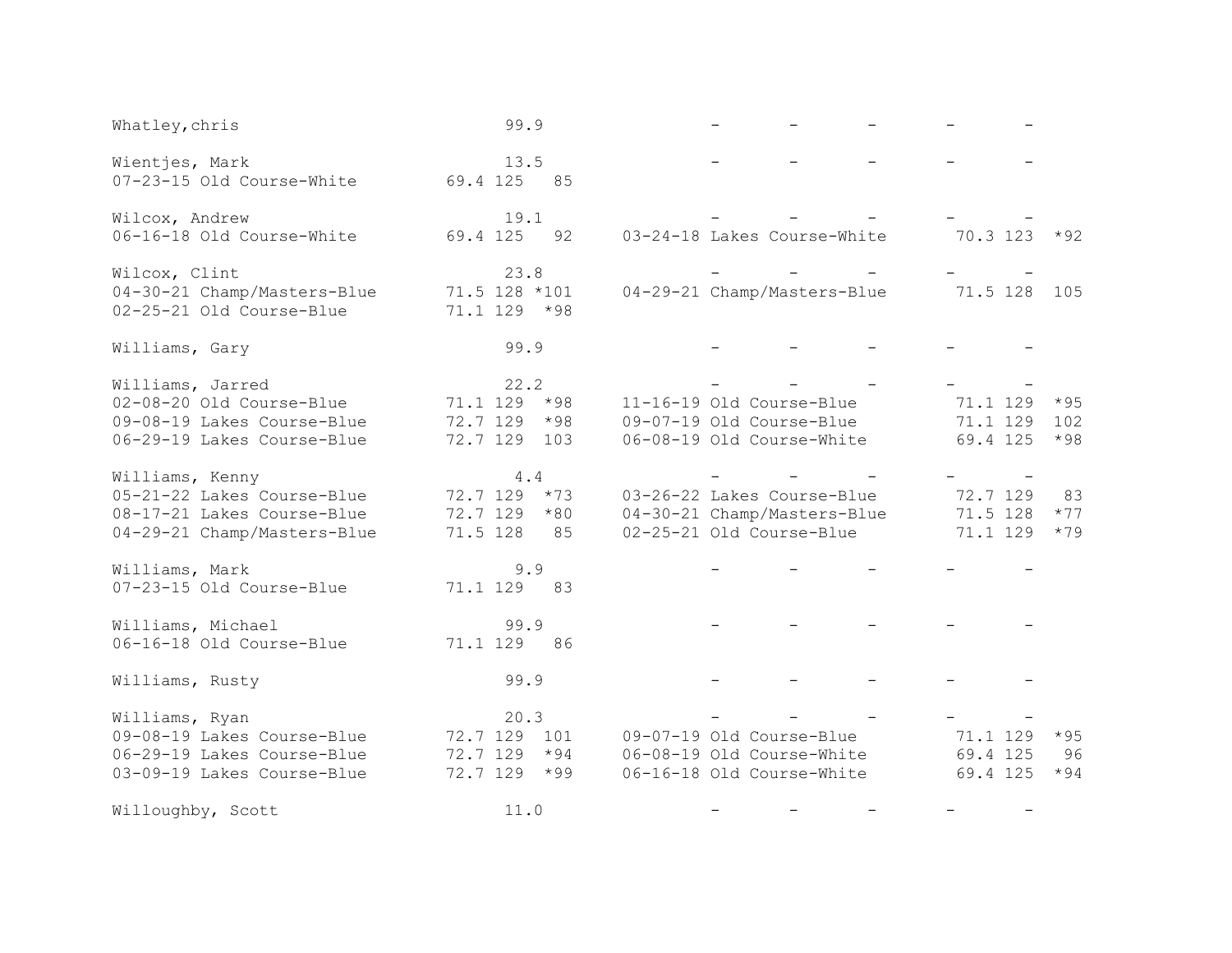```
Whatley,chris                    99.9              -       -       -       -       -

Wientjes, Mark                   13.5              -       -       -       -       -
07-23-15 Old Course-White     69.4 125   85

Wilcox, Andrew                   19.1              -       -       -       -       -
06-16-18 Old Course-White     69.4 125   92     03-24-18 Lakes Course-White      70.3 123  *92

Wilcox, Clint                    23.8              -       -       -       -       -
04-30-21 Champ/Masters-Blue   71.5 128 *101     04-29-21 Champ/Masters-Blue      71.5 128  105
02-25-21 Old Course-Blue      71.1 129  *98

Williams, Gary                   99.9              -       -       -       -       -

Williams, Jarred                 22.2              -       -       -       -       -
02-08-20 Old Course-Blue      71.1 129  *98     11-16-19 Old Course-Blue         71.1 129  *95
09-08-19 Lakes Course-Blue    72.7 129  *98     09-07-19 Old Course-Blue         71.1 129  102
06-29-19 Lakes Course-Blue    72.7 129  103     06-08-19 Old Course-White        69.4 125  *98

Williams, Kenny                   4.4              -       -       -       -       -
05-21-22 Lakes Course-Blue    72.7 129  *73     03-26-22 Lakes Course-Blue       72.7 129   83
08-17-21 Lakes Course-Blue    72.7 129  *80     04-30-21 Champ/Masters-Blue      71.5 128  *77
04-29-21 Champ/Masters-Blue   71.5 128   85     02-25-21 Old Course-Blue         71.1 129  *79

Williams, Mark                    9.9              -       -       -       -       -
07-23-15 Old Course-Blue      71.1 129   83

Williams, Michael                99.9              -       -       -       -       -
06-16-18 Old Course-Blue      71.1 129   86

Williams, Rusty                  99.9              -       -       -       -       -

Williams, Ryan                   20.3              -       -       -       -       -
09-08-19 Lakes Course-Blue    72.7 129  101     09-07-19 Old Course-Blue         71.1 129  *95
06-29-19 Lakes Course-Blue    72.7 129  *94     06-08-19 Old Course-White        69.4 125   96
03-09-19 Lakes Course-Blue    72.7 129  *99     06-16-18 Old Course-White        69.4 125  *94

Willoughby, Scott                11.0              -       -       -       -       -
```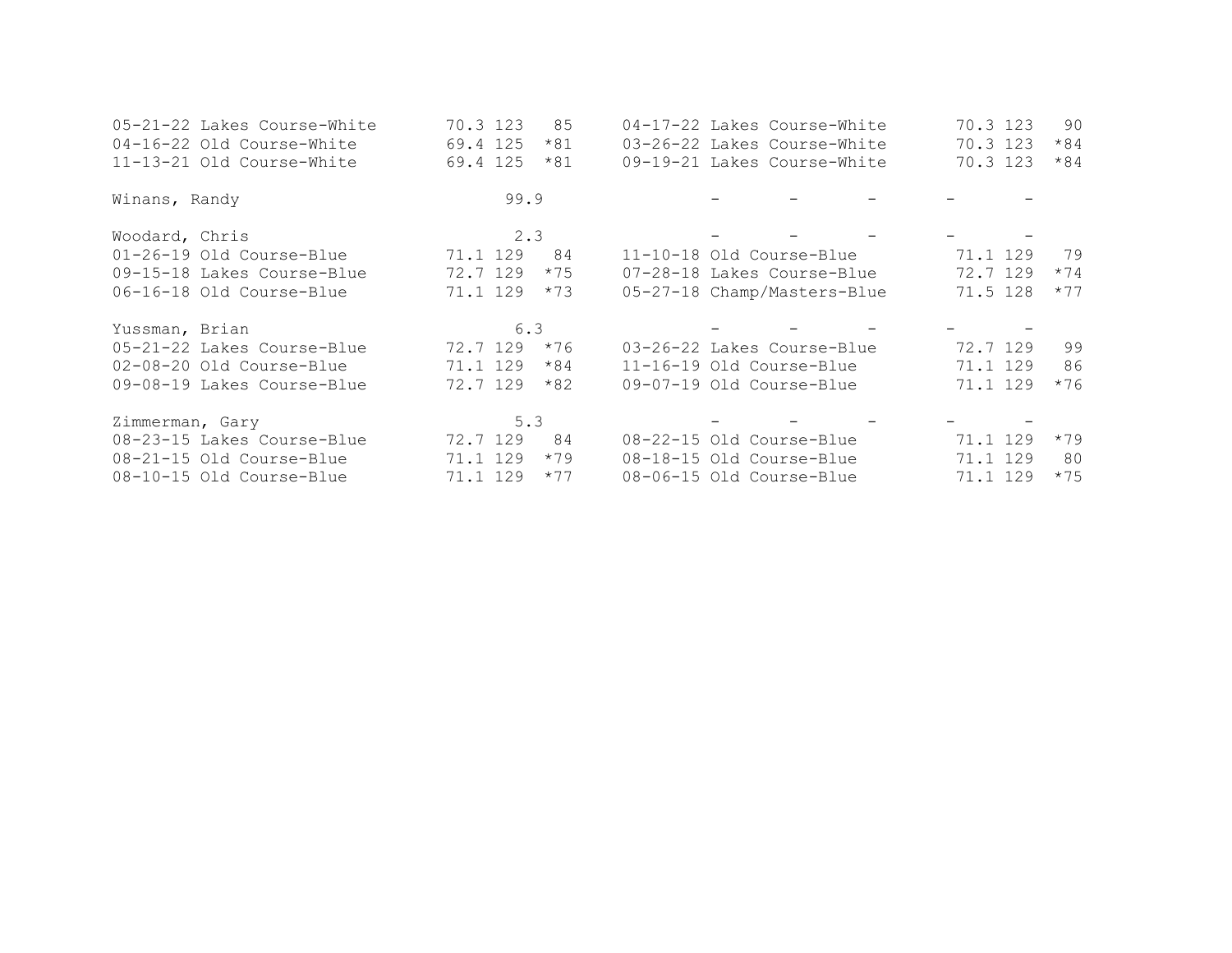```
05-21-22 Lakes Course-White      70.3 123   85     04-17-22 Lakes Course-White       70.3 123   90
04-16-22 Old Course-White        69.4 125  *81     03-26-22 Lakes Course-White       70.3 123  *84
11-13-21 Old Course-White        69.4 125  *81     09-19-21 Lakes Course-White       70.3 123  *84

Winans, Randy                        99.9                -       -       -       -       -

Woodard, Chris                        2.3                -       -       -       -       -
01-26-19 Old Course-Blue         71.1 129   84     11-10-18 Old Course-Blue          71.1 129   79
09-15-18 Lakes Course-Blue       72.7 129  *75     07-28-18 Lakes Course-Blue        72.7 129  *74
06-16-18 Old Course-Blue         71.1 129  *73     05-27-18 Champ/Masters-Blue       71.5 128  *77

Yussman, Brian                        6.3                -       -       -       -       -
05-21-22 Lakes Course-Blue       72.7 129  *76     03-26-22 Lakes Course-Blue        72.7 129   99
02-08-20 Old Course-Blue         71.1 129  *84     11-16-19 Old Course-Blue          71.1 129   86
09-08-19 Lakes Course-Blue       72.7 129  *82     09-07-19 Old Course-Blue          71.1 129  *76

Zimmerman, Gary                       5.3                -       -       -       -       -
08-23-15 Lakes Course-Blue       72.7 129   84     08-22-15 Old Course-Blue          71.1 129  *79
08-21-15 Old Course-Blue         71.1 129  *79     08-18-15 Old Course-Blue          71.1 129   80
08-10-15 Old Course-Blue         71.1 129  *77     08-06-15 Old Course-Blue          71.1 129  *75
```